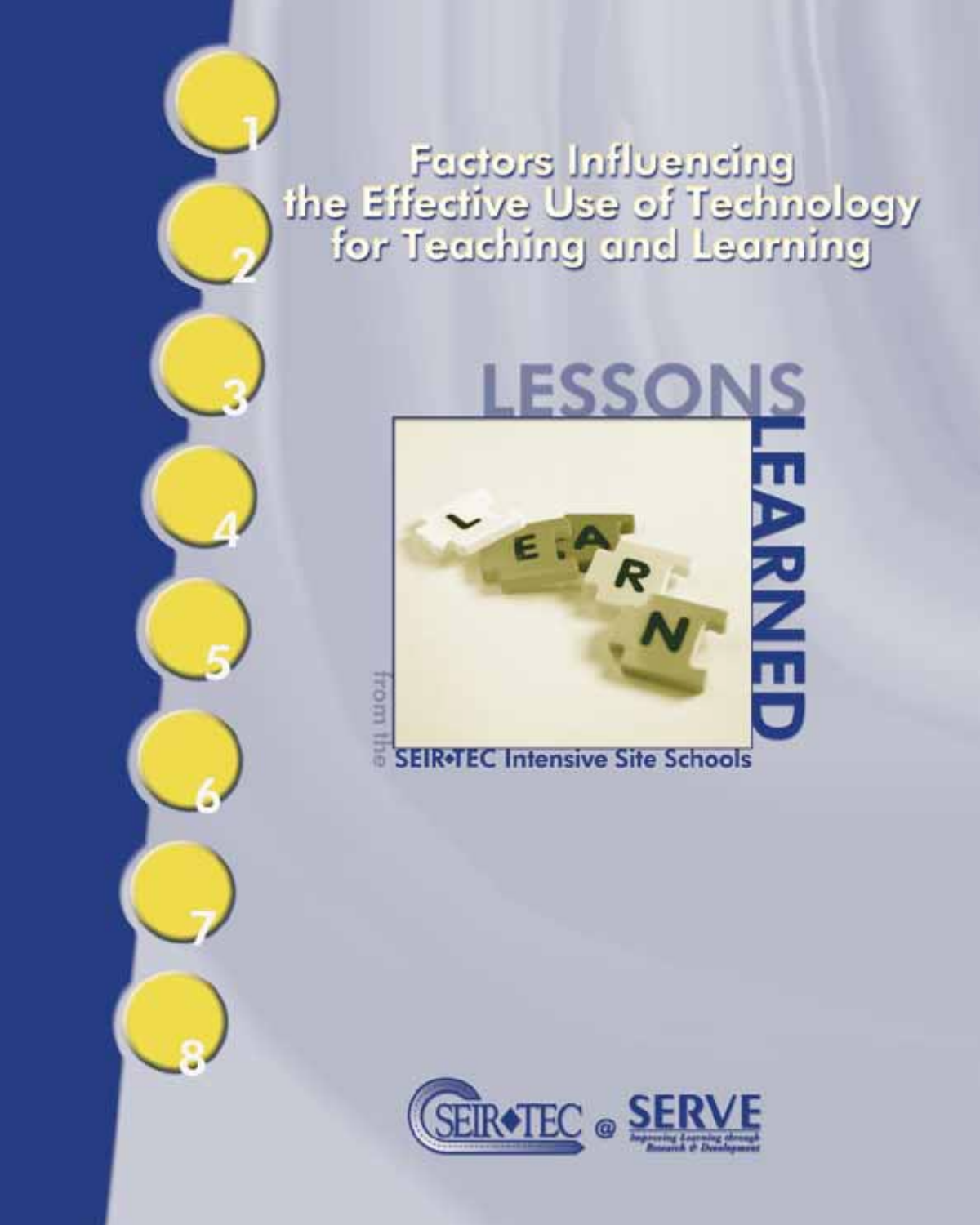# Factors Influencing the Effective Use of Technology for Teaching and Learning

## LESSONS LEARNED

from the SEIR•TEC Intensive Site Schools

SEIR•TEC @ SERVE

Improving Learning through Research & Development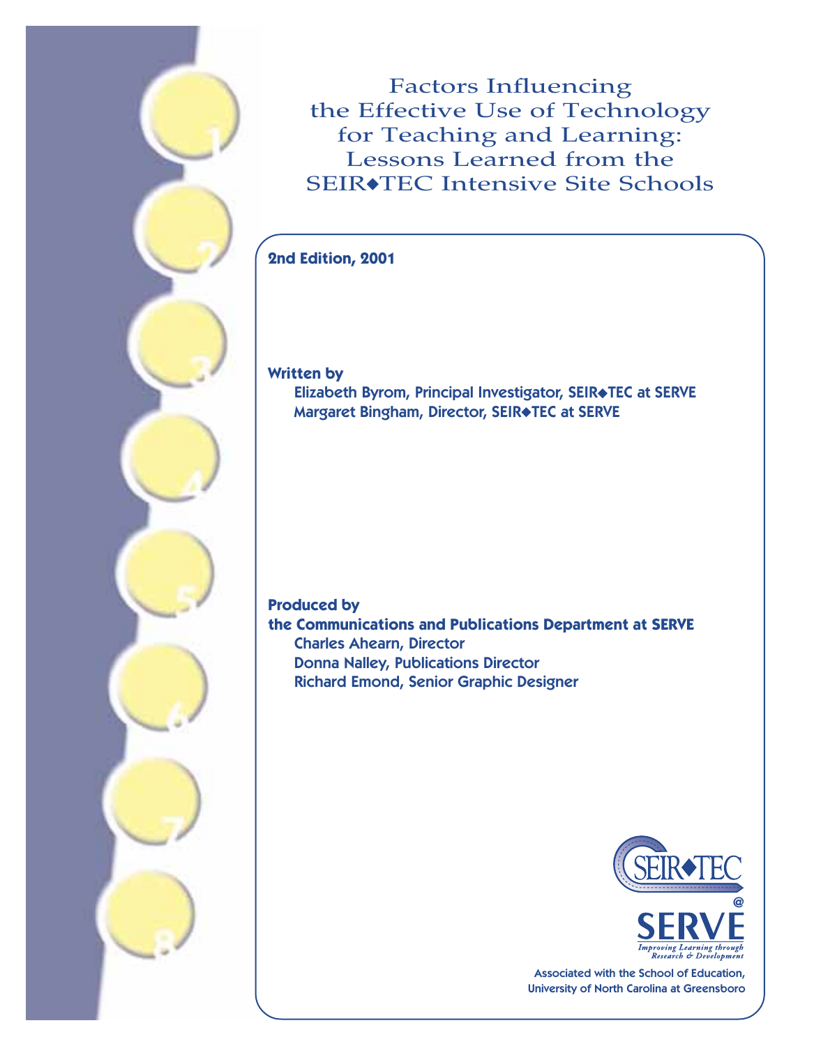# Factors Influencing the Effective Use of Technology for Teaching and Learning: Lessons Learned from the SEIR◆TEC Intensive Site Schools

**2nd Edition, 2001**

**Written by**

**Elizabeth Byrom, Principal Investigator, SEIR◆TEC at SERVE**

**Margaret Bingham, Director, SEIR◆TEC at SERVE**

**Produced by**

**the Communications and Publications Department at SERVE**

**Charles Ahearn, Director**

**Donna Nalley, Publications Director**

**Richard Emond, Senior Graphic Designer**

SEIR◆TEC @ SERVE

*Improving Learning through Research & Development*

Associated with the School of Education, University of North Carolina at Greensboro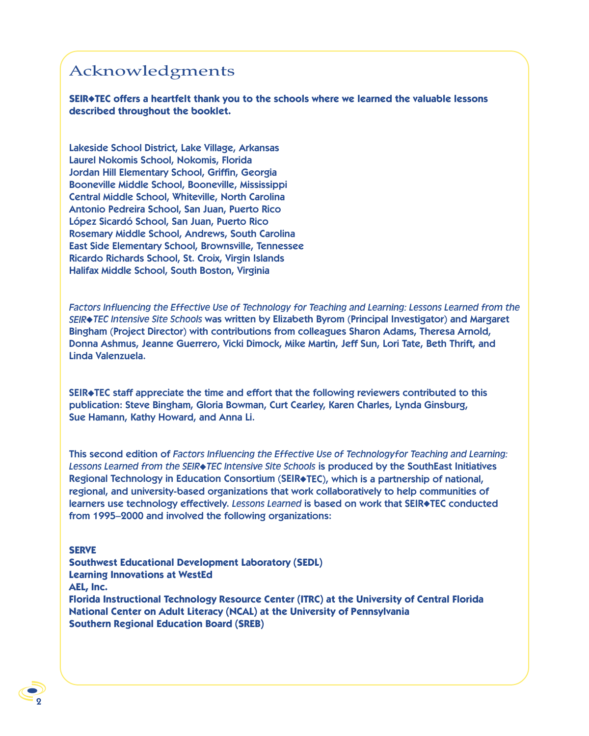# Acknowledgments

**SEIR◆TEC offers a heartfelt thank you to the schools where we learned the valuable lessons described throughout the booklet.**

Lakeside School District, Lake Village, Arkansas
Laurel Nokomis School, Nokomis, Florida
Jordan Hill Elementary School, Griffin, Georgia
Booneville Middle School, Booneville, Mississippi
Central Middle School, Whiteville, North Carolina
Antonio Pedreira School, San Juan, Puerto Rico
López Sicardó School, San Juan, Puerto Rico
Rosemary Middle School, Andrews, South Carolina
East Side Elementary School, Brownsville, Tennessee
Ricardo Richards School, St. Croix, Virgin Islands
Halifax Middle School, South Boston, Virginia

*Factors Influencing the Effective Use of Technology for Teaching and Learning: Lessons Learned from the SEIR◆TEC Intensive Site Schools* was written by Elizabeth Byrom (Principal Investigator) and Margaret Bingham (Project Director) with contributions from colleagues Sharon Adams, Theresa Arnold, Donna Ashmus, Jeanne Guerrero, Vicki Dimock, Mike Martin, Jeff Sun, Lori Tate, Beth Thrift, and Linda Valenzuela.

SEIR◆TEC staff appreciate the time and effort that the following reviewers contributed to this publication: Steve Bingham, Gloria Bowman, Curt Cearley, Karen Charles, Lynda Ginsburg, Sue Hamann, Kathy Howard, and Anna Li.

This second edition of *Factors Influencing the Effective Use of Technologyfor Teaching and Learning: Lessons Learned from the SEIR◆TEC Intensive Site Schools* is produced by the SouthEast Initiatives Regional Technology in Education Consortium (SEIR◆TEC), which is a partnership of national, regional, and university-based organizations that work collaboratively to help communities of learners use technology effectively. *Lessons Learned* is based on work that SEIR◆TEC conducted from 1995–2000 and involved the following organizations:

**SERVE**
**Southwest Educational Development Laboratory (SEDL)**
**Learning Innovations at WestEd**
**AEL, Inc.**
**Florida Instructional Technology Resource Center (ITRC) at the University of Central Florida**
**National Center on Adult Literacy (NCAL) at the University of Pennsylvania**
**Southern Regional Education Board (SREB)**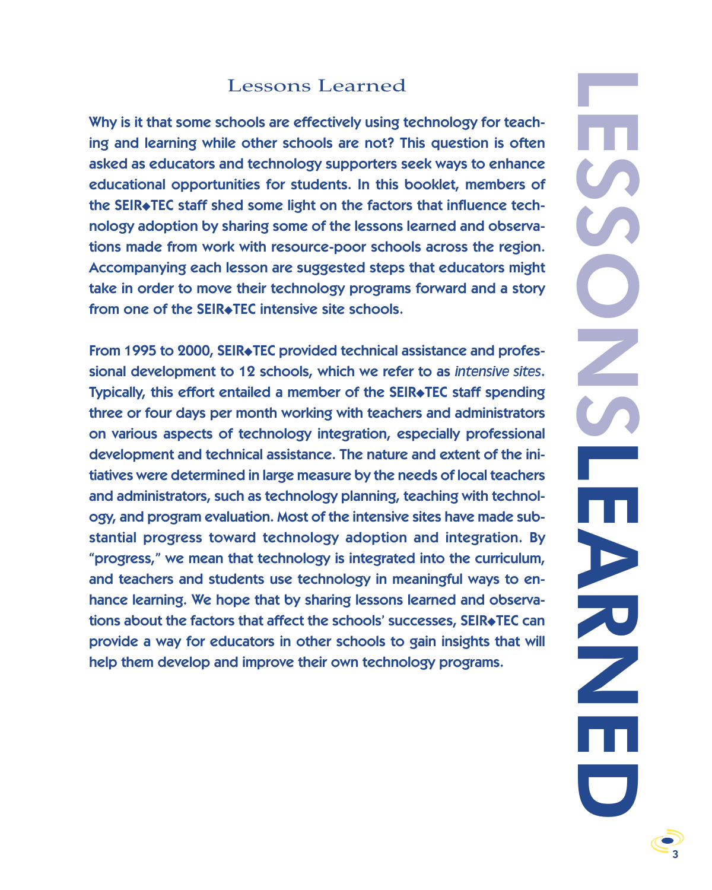# Lessons Learned

**Why is it that some schools are effectively using technology for teaching and learning while other schools are not? This question is often asked as educators and technology supporters seek ways to enhance educational opportunities for students. In this booklet, members of the SEIR◆TEC staff shed some light on the factors that influence technology adoption by sharing some of the lessons learned and observations made from work with resource-poor schools across the region. Accompanying each lesson are suggested steps that educators might take in order to move their technology programs forward and a story from one of the SEIR◆TEC intensive site schools.**

From 1995 to 2000, SEIR◆TEC provided technical assistance and professional development to 12 schools, which we refer to as *intensive sites*. Typically, this effort entailed a member of the SEIR◆TEC staff spending three or four days per month working with teachers and administrators on various aspects of technology integration, especially professional development and technical assistance. The nature and extent of the initiatives were determined in large measure by the needs of local teachers and administrators, such as technology planning, teaching with technology, and program evaluation. Most of the intensive sites have made substantial progress toward technology adoption and integration. By "progress," we mean that technology is integrated into the curriculum, and teachers and students use technology in meaningful ways to enhance learning. We hope that by sharing lessons learned and observations about the factors that affect the schools' successes, SEIR◆TEC can provide a way for educators in other schools to gain insights that will help them develop and improve their own technology programs.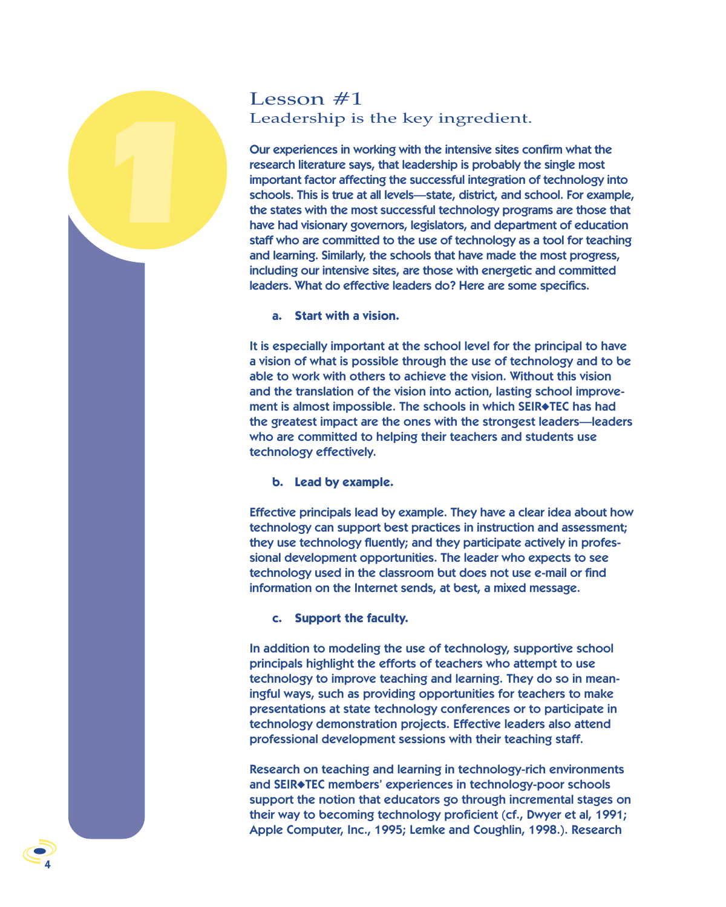# Lesson #1
## Leadership is the key ingredient.

Our experiences in working with the intensive sites confirm what the research literature says, that leadership is probably the single most important factor affecting the successful integration of technology into schools. This is true at all levels—state, district, and school. For example, the states with the most successful technology programs are those that have had visionary governors, legislators, and department of education staff who are committed to the use of technology as a tool for teaching and learning. Similarly, the schools that have made the most progress, including our intensive sites, are those with energetic and committed leaders. What do effective leaders do? Here are some specifics.

**a. Start with a vision.**

It is especially important at the school level for the principal to have a vision of what is possible through the use of technology and to be able to work with others to achieve the vision. Without this vision and the translation of the vision into action, lasting school improvement is almost impossible. The schools in which SEIR◆TEC has had the greatest impact are the ones with the strongest leaders—leaders who are committed to helping their teachers and students use technology effectively.

**b. Lead by example.**

Effective principals lead by example. They have a clear idea about how technology can support best practices in instruction and assessment; they use technology fluently; and they participate actively in professional development opportunities. The leader who expects to see technology used in the classroom but does not use e-mail or find information on the Internet sends, at best, a mixed message.

**c. Support the faculty.**

In addition to modeling the use of technology, supportive school principals highlight the efforts of teachers who attempt to use technology to improve teaching and learning. They do so in meaningful ways, such as providing opportunities for teachers to make presentations at state technology conferences or to participate in technology demonstration projects. Effective leaders also attend professional development sessions with their teaching staff.

Research on teaching and learning in technology-rich environments and SEIR◆TEC members' experiences in technology-poor schools support the notion that educators go through incremental stages on their way to becoming technology proficient (cf., Dwyer et al, 1991; Apple Computer, Inc., 1995; Lemke and Coughlin, 1998.). Research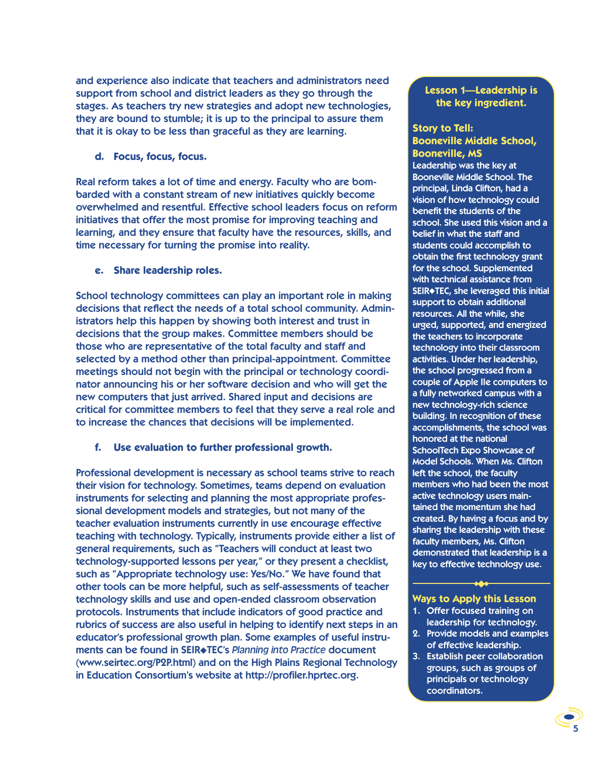and experience also indicate that teachers and administrators need support from school and district leaders as they go through the stages. As teachers try new strategies and adopt new technologies, they are bound to stumble; it is up to the principal to assure them that it is okay to be less than graceful as they are learning.

**d. Focus, focus, focus.**

Real reform takes a lot of time and energy. Faculty who are bombarded with a constant stream of new initiatives quickly become overwhelmed and resentful. Effective school leaders focus on reform initiatives that offer the most promise for improving teaching and learning, and they ensure that faculty have the resources, skills, and time necessary for turning the promise into reality.

**e. Share leadership roles.**

School technology committees can play an important role in making decisions that reflect the needs of a total school community. Administrators help this happen by showing both interest and trust in decisions that the group makes. Committee members should be those who are representative of the total faculty and staff and selected by a method other than principal-appointment. Committee meetings should not begin with the principal or technology coordinator announcing his or her software decision and who will get the new computers that just arrived. Shared input and decisions are critical for committee members to feel that they serve a real role and to increase the chances that decisions will be implemented.

**f. Use evaluation to further professional growth.**

Professional development is necessary as school teams strive to reach their vision for technology. Sometimes, teams depend on evaluation instruments for selecting and planning the most appropriate professional development models and strategies, but not many of the teacher evaluation instruments currently in use encourage effective teaching with technology. Typically, instruments provide either a list of general requirements, such as "Teachers will conduct at least two technology-supported lessons per year," or they present a checklist, such as "Appropriate technology use: Yes/No." We have found that other tools can be more helpful, such as self-assessments of teacher technology skills and use and open-ended classroom observation protocols. Instruments that include indicators of good practice and rubrics of success are also useful in helping to identify next steps in an educator's professional growth plan. Some examples of useful instruments can be found in SEIR◆TEC's *Planning into Practice* document (www.seirtec.org/P2P.html) and on the High Plains Regional Technology in Education Consortium's website at http://profiler.hprtec.org.

**Lesson 1—Leadership is the key ingredient.**

**Story to Tell: Booneville Middle School, Booneville, MS**

Leadership was the key at Booneville Middle School. The principal, Linda Clifton, had a vision of how technology could benefit the students of the school. She used this vision and a belief in what the staff and students could accomplish to obtain the first technology grant for the school. Supplemented with technical assistance from SEIR◆TEC, she leveraged this initial support to obtain additional resources. All the while, she urged, supported, and energized the teachers to incorporate technology into their classroom activities. Under her leadership, the school progressed from a couple of Apple IIe computers to a fully networked campus with a new technology-rich science building. In recognition of these accomplishments, the school was honored at the national SchoolTech Expo Showcase of Model Schools. When Ms. Clifton left the school, the faculty members who had been the most active technology users maintained the momentum she had created. By having a focus and by sharing the leadership with these faculty members, Ms. Clifton demonstrated that leadership is a key to effective technology use.

**Ways to Apply this Lesson**

1. Offer focused training on leadership for technology.
2. Provide models and examples of effective leadership.
3. Establish peer collaboration groups, such as groups of principals or technology coordinators.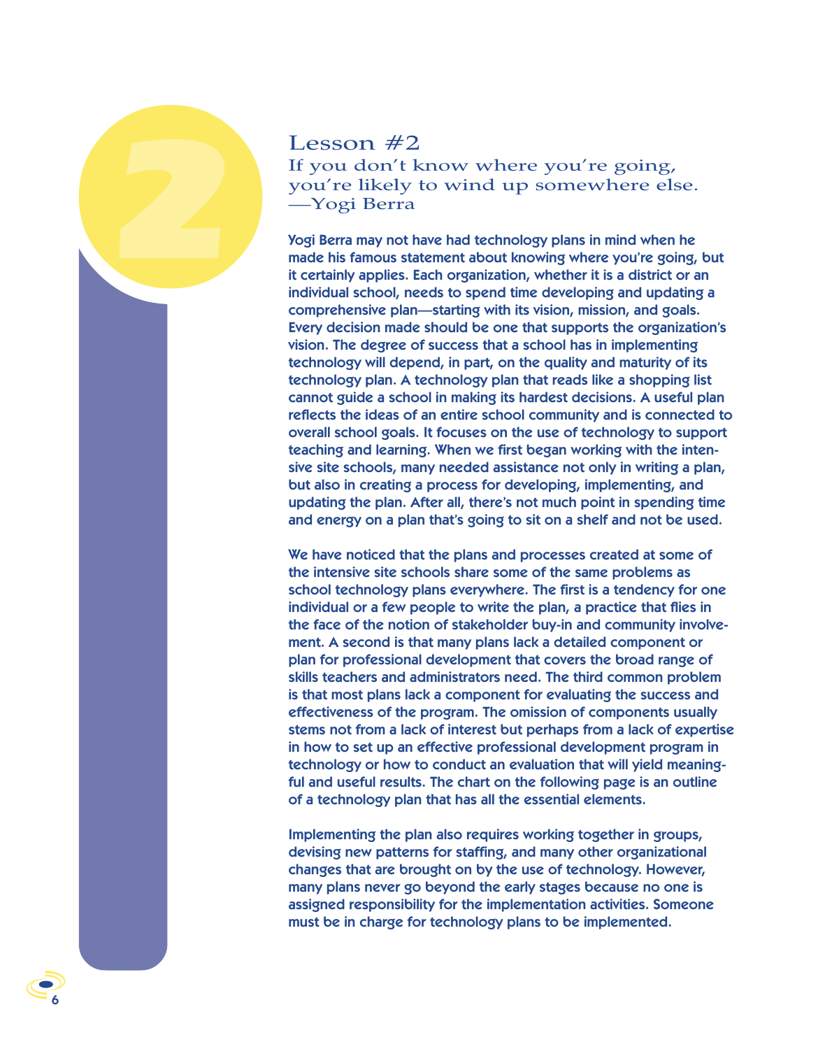## Lesson #2

If you don't know where you're going, you're likely to wind up somewhere else.
—Yogi Berra

Yogi Berra may not have had technology plans in mind when he made his famous statement about knowing where you're going, but it certainly applies. Each organization, whether it is a district or an individual school, needs to spend time developing and updating a comprehensive plan—starting with its vision, mission, and goals. Every decision made should be one that supports the organization's vision. The degree of success that a school has in implementing technology will depend, in part, on the quality and maturity of its technology plan. A technology plan that reads like a shopping list cannot guide a school in making its hardest decisions. A useful plan reflects the ideas of an entire school community and is connected to overall school goals. It focuses on the use of technology to support teaching and learning. When we first began working with the intensive site schools, many needed assistance not only in writing a plan, but also in creating a process for developing, implementing, and updating the plan. After all, there's not much point in spending time and energy on a plan that's going to sit on a shelf and not be used.

We have noticed that the plans and processes created at some of the intensive site schools share some of the same problems as school technology plans everywhere. The first is a tendency for one individual or a few people to write the plan, a practice that flies in the face of the notion of stakeholder buy-in and community involvement. A second is that many plans lack a detailed component or plan for professional development that covers the broad range of skills teachers and administrators need. The third common problem is that most plans lack a component for evaluating the success and effectiveness of the program. The omission of components usually stems not from a lack of interest but perhaps from a lack of expertise in how to set up an effective professional development program in technology or how to conduct an evaluation that will yield meaningful and useful results. The chart on the following page is an outline of a technology plan that has all the essential elements.

Implementing the plan also requires working together in groups, devising new patterns for staffing, and many other organizational changes that are brought on by the use of technology. However, many plans never go beyond the early stages because no one is assigned responsibility for the implementation activities. Someone must be in charge for technology plans to be implemented.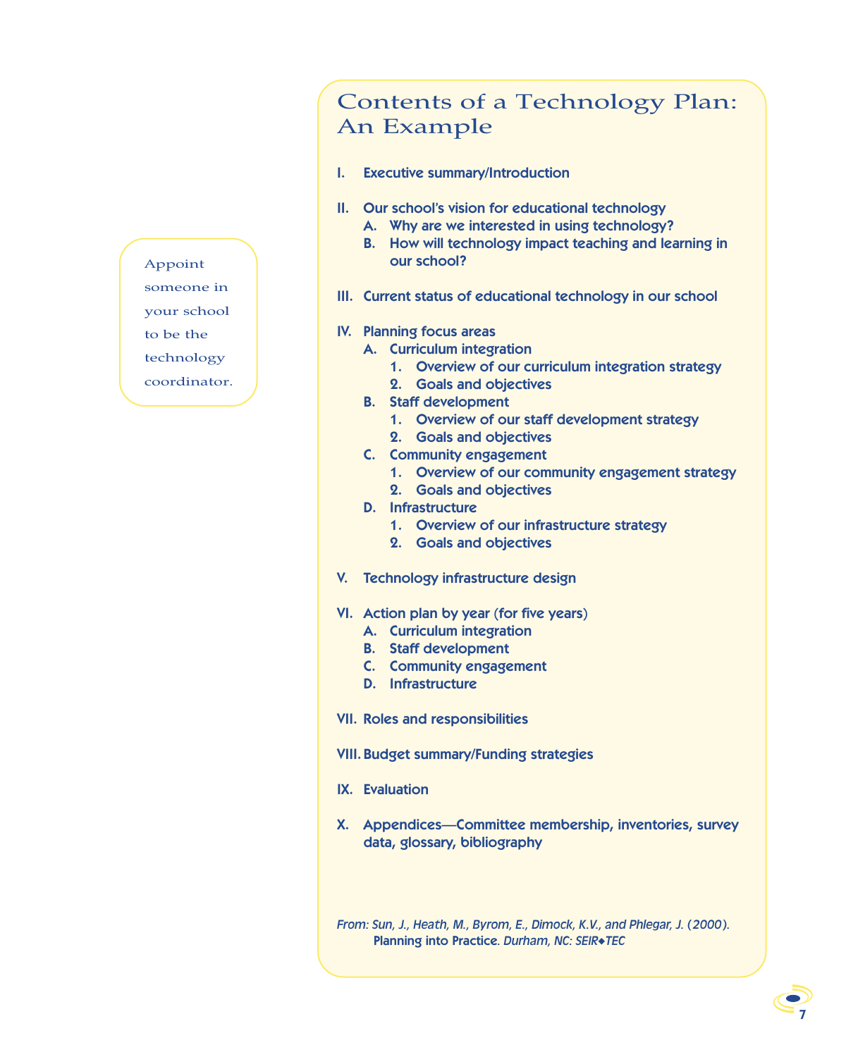Appoint someone in your school to be the technology coordinator.

## Contents of a Technology Plan: An Example

I. Executive summary/Introduction

II. Our school's vision for educational technology
   - A. Why are we interested in using technology?
   - B. How will technology impact teaching and learning in our school?

III. Current status of educational technology in our school

IV. Planning focus areas
   - A. Curriculum integration
     1. Overview of our curriculum integration strategy
     2. Goals and objectives
   - B. Staff development
     1. Overview of our staff development strategy
     2. Goals and objectives
   - C. Community engagement
     1. Overview of our community engagement strategy
     2. Goals and objectives
   - D. Infrastructure
     1. Overview of our infrastructure strategy
     2. Goals and objectives

V. Technology infrastructure design

VI. Action plan by year (for five years)
   - A. Curriculum integration
   - B. Staff development
   - C. Community engagement
   - D. Infrastructure

VII. Roles and responsibilities

VIII. Budget summary/Funding strategies

IX. Evaluation

X. Appendices—Committee membership, inventories, survey data, glossary, bibliography

*From: Sun, J., Heath, M., Byrom, E., Dimock, K.V., and Phlegar, J. (2000).* Planning into Practice. *Durham, NC: SEIR◆TEC*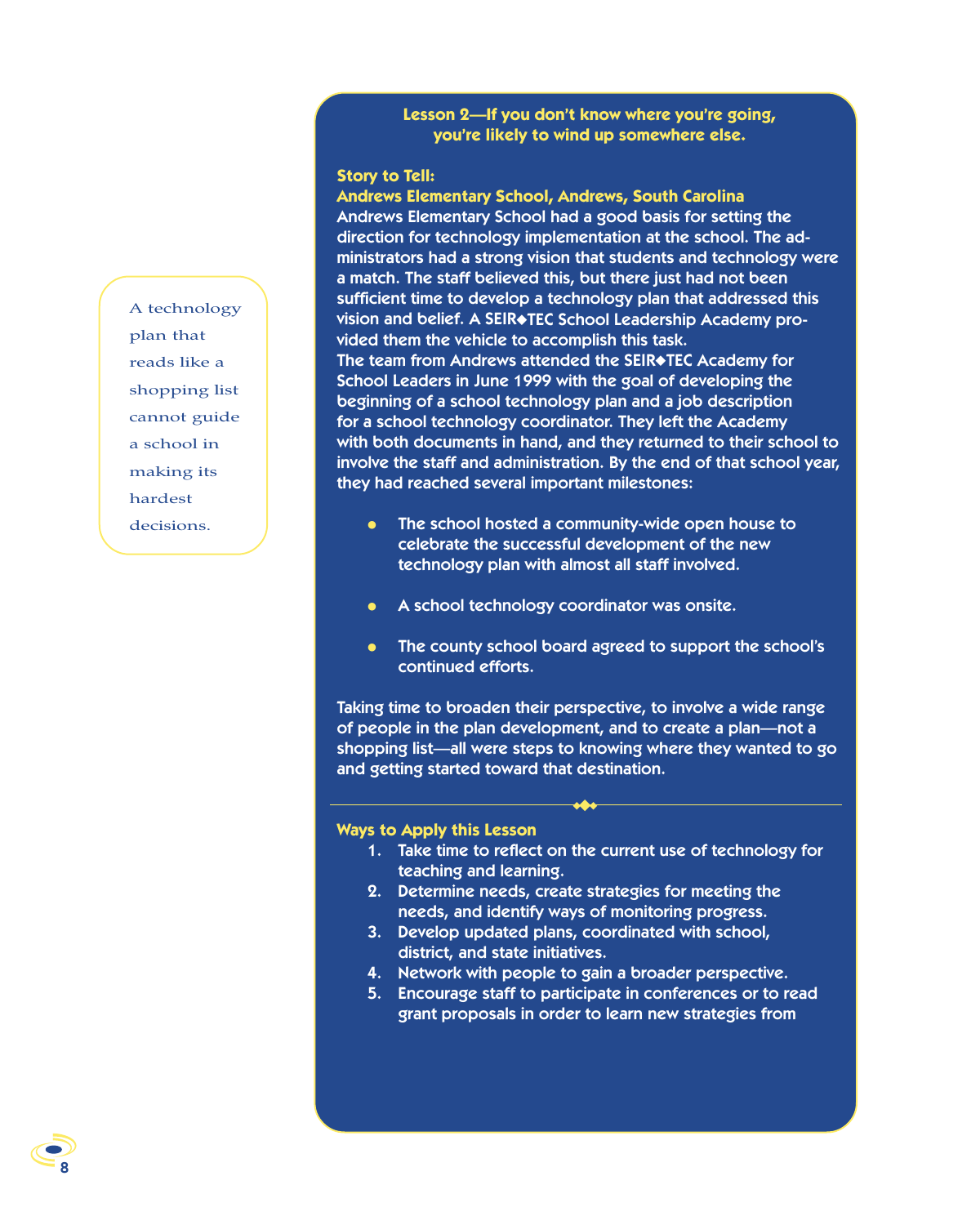> A technology plan that reads like a shopping list cannot guide a school in making its hardest decisions.

## Lesson 2—If you don't know where you're going, you're likely to wind up somewhere else.

**Story to Tell:**
**Andrews Elementary School, Andrews, South Carolina**

Andrews Elementary School had a good basis for setting the direction for technology implementation at the school. The administrators had a strong vision that students and technology were a match. The staff believed this, but there just had not been sufficient time to develop a technology plan that addressed this vision and belief. A SEIR◆TEC School Leadership Academy provided them the vehicle to accomplish this task.

The team from Andrews attended the SEIR◆TEC Academy for School Leaders in June 1999 with the goal of developing the beginning of a school technology plan and a job description for a school technology coordinator. They left the Academy with both documents in hand, and they returned to their school to involve the staff and administration. By the end of that school year, they had reached several important milestones:

- The school hosted a community-wide open house to celebrate the successful development of the new technology plan with almost all staff involved.
- A school technology coordinator was onsite.
- The county school board agreed to support the school's continued efforts.

Taking time to broaden their perspective, to involve a wide range of people in the plan development, and to create a plan—not a shopping list—all were steps to knowing where they wanted to go and getting started toward that destination.

---

**Ways to Apply this Lesson**

1. Take time to reflect on the current use of technology for teaching and learning.
2. Determine needs, create strategies for meeting the needs, and identify ways of monitoring progress.
3. Develop updated plans, coordinated with school, district, and state initiatives.
4. Network with people to gain a broader perspective.
5. Encourage staff to participate in conferences or to read grant proposals in order to learn new strategies from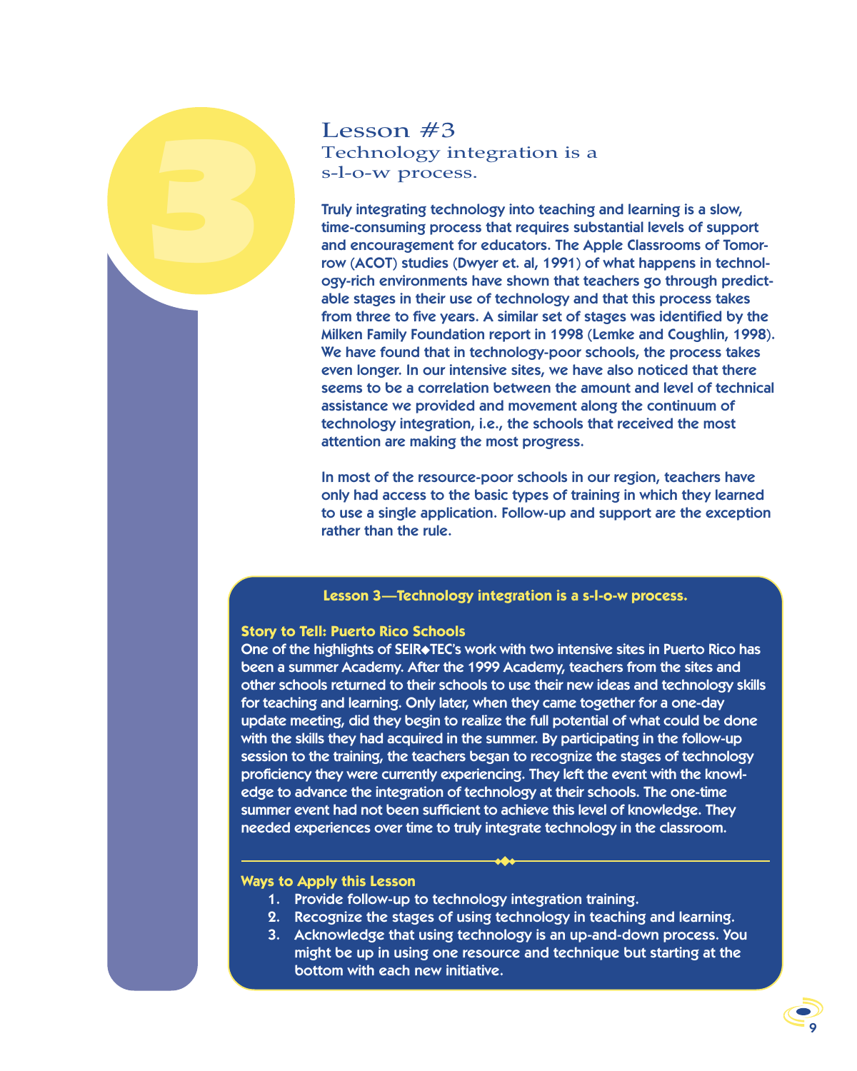# Lesson #3

## Technology integration is a s-l-o-w process.

Truly integrating technology into teaching and learning is a slow, time-consuming process that requires substantial levels of support and encouragement for educators. The Apple Classrooms of Tomorrow (ACOT) studies (Dwyer et. al, 1991) of what happens in technology-rich environments have shown that teachers go through predictable stages in their use of technology and that this process takes from three to five years. A similar set of stages was identified by the Milken Family Foundation report in 1998 (Lemke and Coughlin, 1998). We have found that in technology-poor schools, the process takes even longer. In our intensive sites, we have also noticed that there seems to be a correlation between the amount and level of technical assistance we provided and movement along the continuum of technology integration, i.e., the schools that received the most attention are making the most progress.

In most of the resource-poor schools in our region, teachers have only had access to the basic types of training in which they learned to use a single application. Follow-up and support are the exception rather than the rule.

**Lesson 3—Technology integration is a s-l-o-w process.**

**Story to Tell: Puerto Rico Schools**

One of the highlights of SEIR◆TEC's work with two intensive sites in Puerto Rico has been a summer Academy. After the 1999 Academy, teachers from the sites and other schools returned to their schools to use their new ideas and technology skills for teaching and learning. Only later, when they came together for a one-day update meeting, did they begin to realize the full potential of what could be done with the skills they had acquired in the summer. By participating in the follow-up session to the training, the teachers began to recognize the stages of technology proficiency they were currently experiencing. They left the event with the knowledge to advance the integration of technology at their schools. The one-time summer event had not been sufficient to achieve this level of knowledge. They needed experiences over time to truly integrate technology in the classroom.

**Ways to Apply this Lesson**

1. Provide follow-up to technology integration training.
2. Recognize the stages of using technology in teaching and learning.
3. Acknowledge that using technology is an up-and-down process. You might be up in using one resource and technique but starting at the bottom with each new initiative.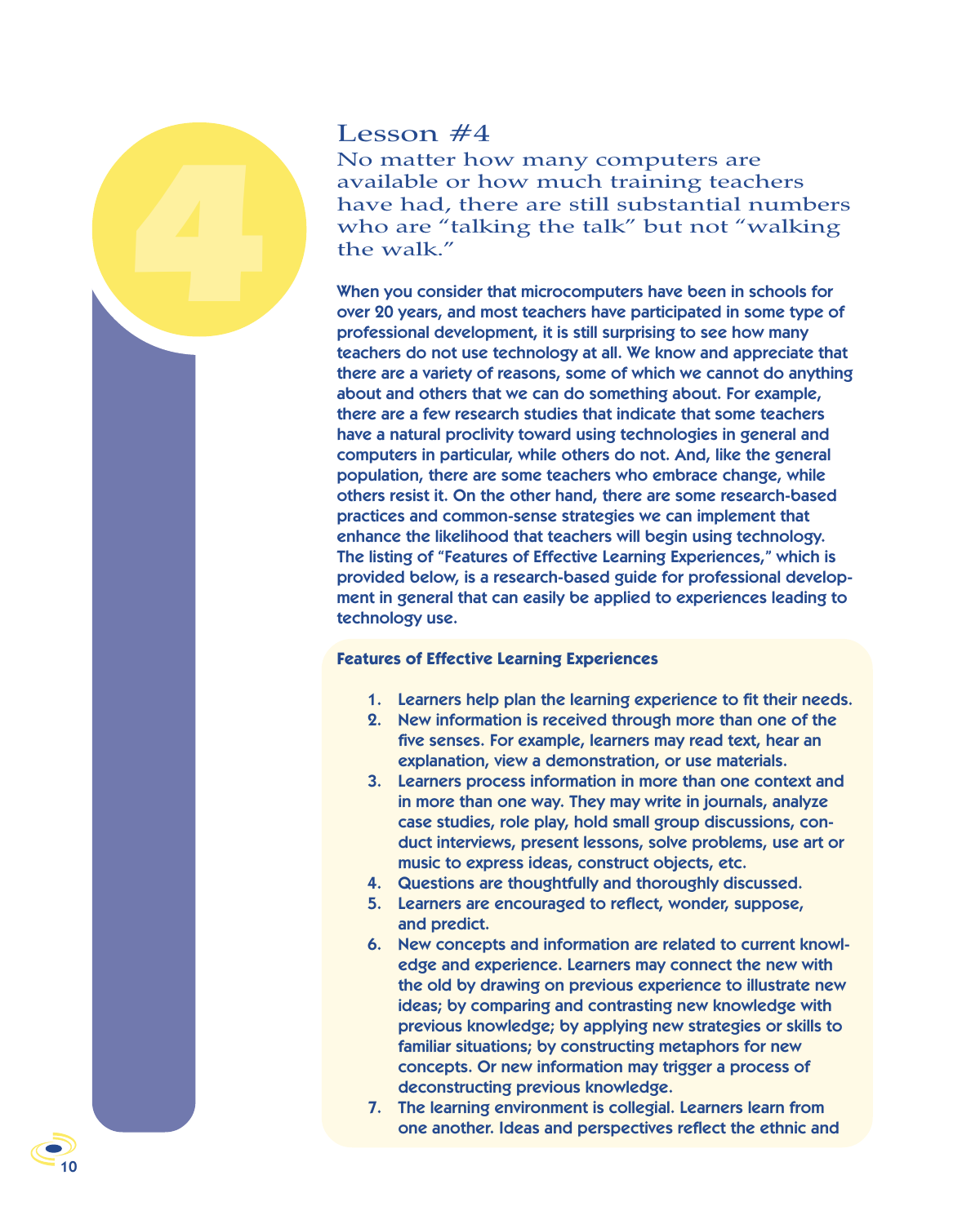# Lesson #4

## No matter how many computers are available or how much training teachers have had, there are still substantial numbers who are "talking the talk" but not "walking the walk."

When you consider that microcomputers have been in schools for over 20 years, and most teachers have participated in some type of professional development, it is still surprising to see how many teachers do not use technology at all. We know and appreciate that there are a variety of reasons, some of which we cannot do anything about and others that we can do something about. For example, there are a few research studies that indicate that some teachers have a natural proclivity toward using technologies in general and computers in particular, while others do not. And, like the general population, there are some teachers who embrace change, while others resist it. On the other hand, there are some research-based practices and common-sense strategies we can implement that enhance the likelihood that teachers will begin using technology. The listing of "Features of Effective Learning Experiences," which is provided below, is a research-based guide for professional development in general that can easily be applied to experiences leading to technology use.

**Features of Effective Learning Experiences**

1. Learners help plan the learning experience to fit their needs.
2. New information is received through more than one of the five senses. For example, learners may read text, hear an explanation, view a demonstration, or use materials.
3. Learners process information in more than one context and in more than one way. They may write in journals, analyze case studies, role play, hold small group discussions, conduct interviews, present lessons, solve problems, use art or music to express ideas, construct objects, etc.
4. Questions are thoughtfully and thoroughly discussed.
5. Learners are encouraged to reflect, wonder, suppose, and predict.
6. New concepts and information are related to current knowledge and experience. Learners may connect the new with the old by drawing on previous experience to illustrate new ideas; by comparing and contrasting new knowledge with previous knowledge; by applying new strategies or skills to familiar situations; by constructing metaphors for new concepts. Or new information may trigger a process of deconstructing previous knowledge.
7. The learning environment is collegial. Learners learn from one another. Ideas and perspectives reflect the ethnic and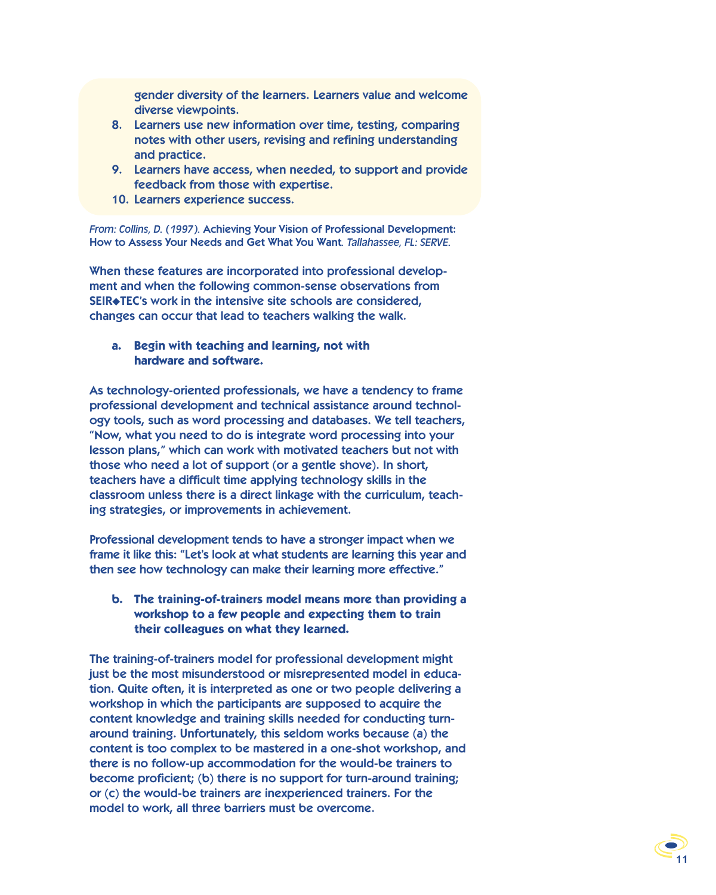gender diversity of the learners. Learners value and welcome diverse viewpoints.

8. Learners use new information over time, testing, comparing notes with other users, revising and refining understanding and practice.
9. Learners have access, when needed, to support and provide feedback from those with expertise.
10. Learners experience success.

*From: Collins, D. (1997).* Achieving Your Vision of Professional Development: How to Assess Your Needs and Get What You Want. *Tallahassee, FL: SERVE.*

When these features are incorporated into professional development and when the following common-sense observations from SEIR◆TEC's work in the intensive site schools are considered, changes can occur that lead to teachers walking the walk.

**a. Begin with teaching and learning, not with hardware and software.**

As technology-oriented professionals, we have a tendency to frame professional development and technical assistance around technology tools, such as word processing and databases. We tell teachers, "Now, what you need to do is integrate word processing into your lesson plans," which can work with motivated teachers but not with those who need a lot of support (or a gentle shove). In short, teachers have a difficult time applying technology skills in the classroom unless there is a direct linkage with the curriculum, teaching strategies, or improvements in achievement.

Professional development tends to have a stronger impact when we frame it like this: "Let's look at what students are learning this year and then see how technology can make their learning more effective."

**b. The training-of-trainers model means more than providing a workshop to a few people and expecting them to train their colleagues on what they learned.**

The training-of-trainers model for professional development might just be the most misunderstood or misrepresented model in education. Quite often, it is interpreted as one or two people delivering a workshop in which the participants are supposed to acquire the content knowledge and training skills needed for conducting turn-around training. Unfortunately, this seldom works because (a) the content is too complex to be mastered in a one-shot workshop, and there is no follow-up accommodation for the would-be trainers to become proficient; (b) there is no support for turn-around training; or (c) the would-be trainers are inexperienced trainers. For the model to work, all three barriers must be overcome.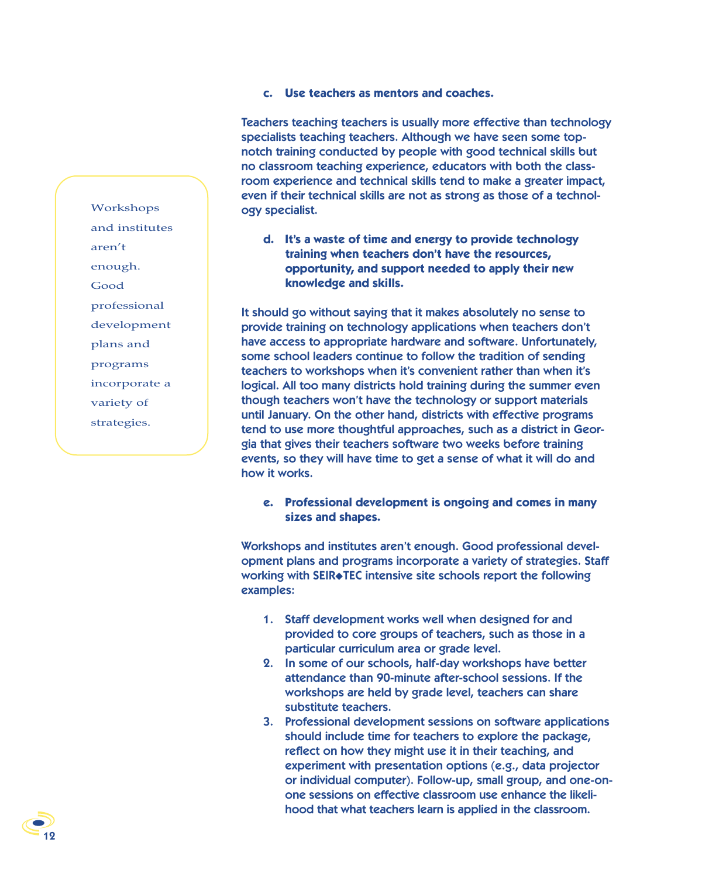**c. Use teachers as mentors and coaches.**

Teachers teaching teachers is usually more effective than technology specialists teaching teachers. Although we have seen some top-notch training conducted by people with good technical skills but no classroom teaching experience, educators with both the classroom experience and technical skills tend to make a greater impact, even if their technical skills are not as strong as those of a technology specialist.

**d. It's a waste of time and energy to provide technology training when teachers don't have the resources, opportunity, and support needed to apply their new knowledge and skills.**

It should go without saying that it makes absolutely no sense to provide training on technology applications when teachers don't have access to appropriate hardware and software. Unfortunately, some school leaders continue to follow the tradition of sending teachers to workshops when it's convenient rather than when it's logical. All too many districts hold training during the summer even though teachers won't have the technology or support materials until January. On the other hand, districts with effective programs tend to use more thoughtful approaches, such as a district in Georgia that gives their teachers software two weeks before training events, so they will have time to get a sense of what it will do and how it works.

**e. Professional development is ongoing and comes in many sizes and shapes.**

Workshops and institutes aren't enough. Good professional development plans and programs incorporate a variety of strategies. Staff working with SEIR◆TEC intensive site schools report the following examples:

1. Staff development works well when designed for and provided to core groups of teachers, such as those in a particular curriculum area or grade level.
2. In some of our schools, half-day workshops have better attendance than 90-minute after-school sessions. If the workshops are held by grade level, teachers can share substitute teachers.
3. Professional development sessions on software applications should include time for teachers to explore the package, reflect on how they might use it in their teaching, and experiment with presentation options (e.g., data projector or individual computer). Follow-up, small group, and one-on-one sessions on effective classroom use enhance the likelihood that what teachers learn is applied in the classroom.

> Workshops and institutes aren't enough. Good professional development plans and programs incorporate a variety of strategies.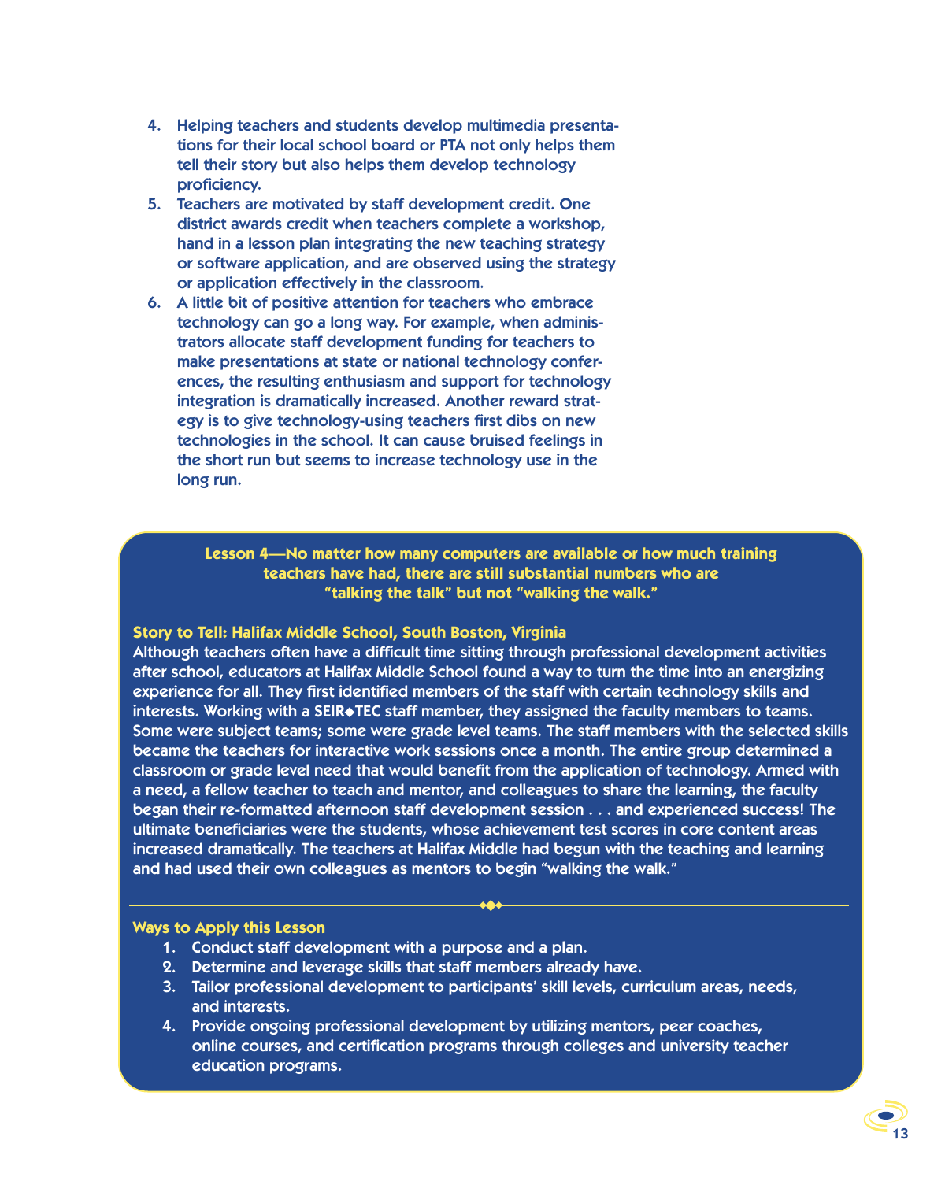4. Helping teachers and students develop multimedia presentations for their local school board or PTA not only helps them tell their story but also helps them develop technology proficiency.
5. Teachers are motivated by staff development credit. One district awards credit when teachers complete a workshop, hand in a lesson plan integrating the new teaching strategy or software application, and are observed using the strategy or application effectively in the classroom.
6. A little bit of positive attention for teachers who embrace technology can go a long way. For example, when administrators allocate staff development funding for teachers to make presentations at state or national technology conferences, the resulting enthusiasm and support for technology integration is dramatically increased. Another reward strategy is to give technology-using teachers first dibs on new technologies in the school. It can cause bruised feelings in the short run but seems to increase technology use in the long run.

### Lesson 4—No matter how many computers are available or how much training teachers have had, there are still substantial numbers who are "talking the talk" but not "walking the walk."

**Story to Tell: Halifax Middle School, South Boston, Virginia**

Although teachers often have a difficult time sitting through professional development activities after school, educators at Halifax Middle School found a way to turn the time into an energizing experience for all. They first identified members of the staff with certain technology skills and interests. Working with a SEIR◆TEC staff member, they assigned the faculty members to teams. Some were subject teams; some were grade level teams. The staff members with the selected skills became the teachers for interactive work sessions once a month. The entire group determined a classroom or grade level need that would benefit from the application of technology. Armed with a need, a fellow teacher to teach and mentor, and colleagues to share the learning, the faculty began their re-formatted afternoon staff development session . . . and experienced success! The ultimate beneficiaries were the students, whose achievement test scores in core content areas increased dramatically. The teachers at Halifax Middle had begun with the teaching and learning and had used their own colleagues as mentors to begin "walking the walk."

**Ways to Apply this Lesson**

1. Conduct staff development with a purpose and a plan.
2. Determine and leverage skills that staff members already have.
3. Tailor professional development to participants' skill levels, curriculum areas, needs, and interests.
4. Provide ongoing professional development by utilizing mentors, peer coaches, online courses, and certification programs through colleges and university teacher education programs.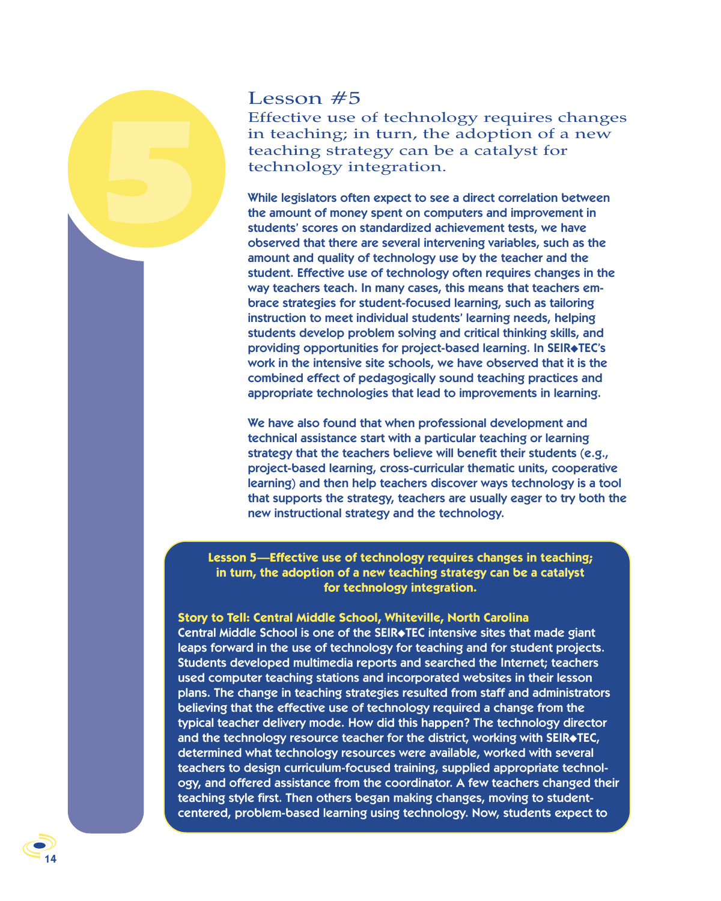# Lesson #5

## Effective use of technology requires changes in teaching; in turn, the adoption of a new teaching strategy can be a catalyst for technology integration.

While legislators often expect to see a direct correlation between the amount of money spent on computers and improvement in students' scores on standardized achievement tests, we have observed that there are several intervening variables, such as the amount and quality of technology use by the teacher and the student. Effective use of technology often requires changes in the way teachers teach. In many cases, this means that teachers embrace strategies for student-focused learning, such as tailoring instruction to meet individual students' learning needs, helping students develop problem solving and critical thinking skills, and providing opportunities for project-based learning. In SEIR◆TEC's work in the intensive site schools, we have observed that it is the combined effect of pedagogically sound teaching practices and appropriate technologies that lead to improvements in learning.

We have also found that when professional development and technical assistance start with a particular teaching or learning strategy that the teachers believe will benefit their students (e.g., project-based learning, cross-curricular thematic units, cooperative learning) and then help teachers discover ways technology is a tool that supports the strategy, teachers are usually eager to try both the new instructional strategy and the technology.

**Lesson 5—Effective use of technology requires changes in teaching; in turn, the adoption of a new teaching strategy can be a catalyst for technology integration.**

**Story to Tell: Central Middle School, Whiteville, North Carolina**

Central Middle School is one of the SEIR◆TEC intensive sites that made giant leaps forward in the use of technology for teaching and for student projects. Students developed multimedia reports and searched the Internet; teachers used computer teaching stations and incorporated websites in their lesson plans. The change in teaching strategies resulted from staff and administrators believing that the effective use of technology required a change from the typical teacher delivery mode. How did this happen? The technology director and the technology resource teacher for the district, working with SEIR◆TEC, determined what technology resources were available, worked with several teachers to design curriculum-focused training, supplied appropriate technology, and offered assistance from the coordinator. A few teachers changed their teaching style first. Then others began making changes, moving to student-centered, problem-based learning using technology. Now, students expect to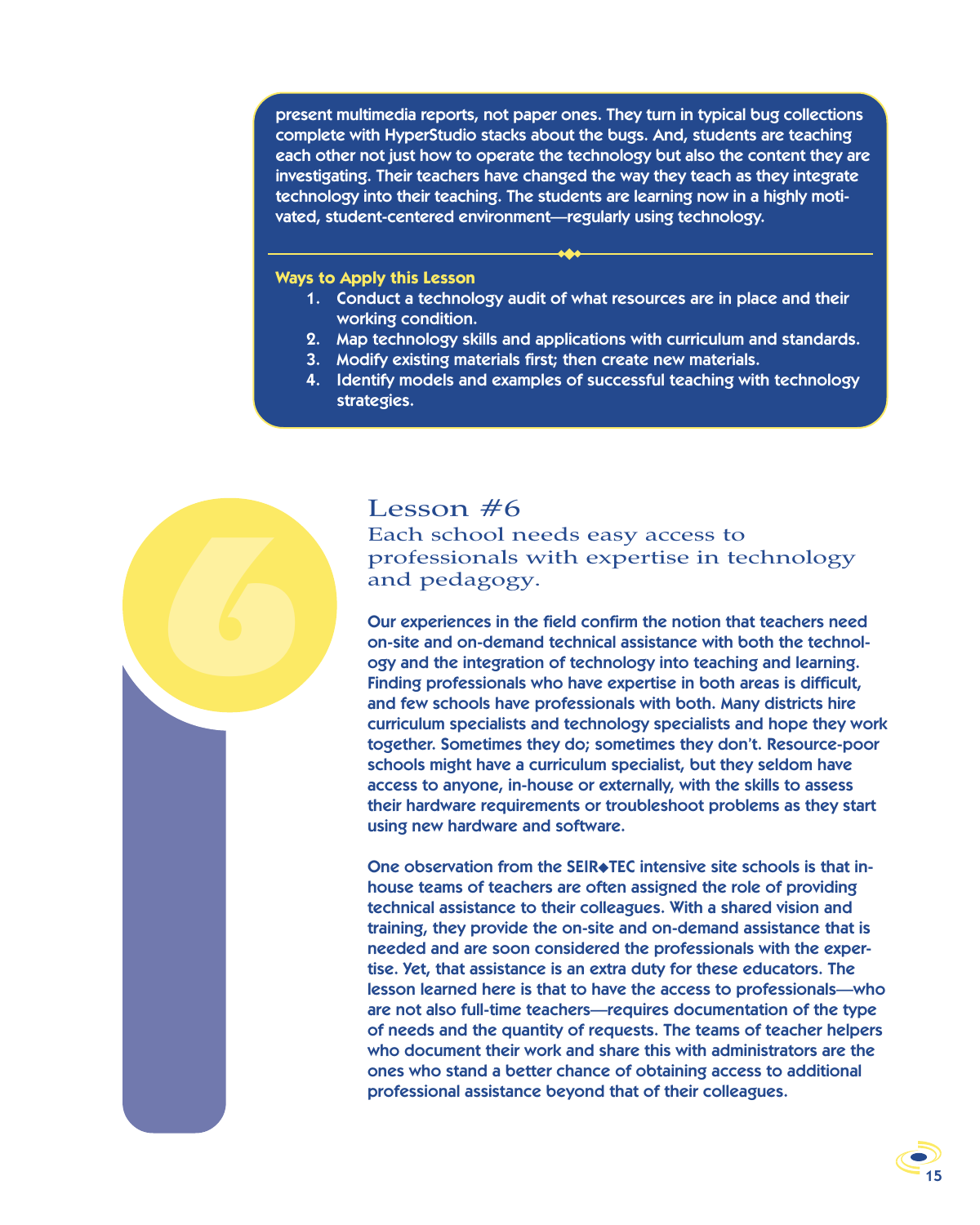present multimedia reports, not paper ones. They turn in typical bug collections complete with HyperStudio stacks about the bugs. And, students are teaching each other not just how to operate the technology but also the content they are investigating. Their teachers have changed the way they teach as they integrate technology into their teaching. The students are learning now in a highly motivated, student-centered environment—regularly using technology.

**Ways to Apply this Lesson**

1. Conduct a technology audit of what resources are in place and their working condition.
2. Map technology skills and applications with curriculum and standards.
3. Modify existing materials first; then create new materials.
4. Identify models and examples of successful teaching with technology strategies.

## Lesson #6

### Each school needs easy access to professionals with expertise in technology and pedagogy.

Our experiences in the field confirm the notion that teachers need on-site and on-demand technical assistance with both the technology and the integration of technology into teaching and learning. Finding professionals who have expertise in both areas is difficult, and few schools have professionals with both. Many districts hire curriculum specialists and technology specialists and hope they work together. Sometimes they do; sometimes they don't. Resource-poor schools might have a curriculum specialist, but they seldom have access to anyone, in-house or externally, with the skills to assess their hardware requirements or troubleshoot problems as they start using new hardware and software.

One observation from the SEIR◆TEC intensive site schools is that in-house teams of teachers are often assigned the role of providing technical assistance to their colleagues. With a shared vision and training, they provide the on-site and on-demand assistance that is needed and are soon considered the professionals with the expertise. Yet, that assistance is an extra duty for these educators. The lesson learned here is that to have the access to professionals—who are not also full-time teachers—requires documentation of the type of needs and the quantity of requests. The teams of teacher helpers who document their work and share this with administrators are the ones who stand a better chance of obtaining access to additional professional assistance beyond that of their colleagues.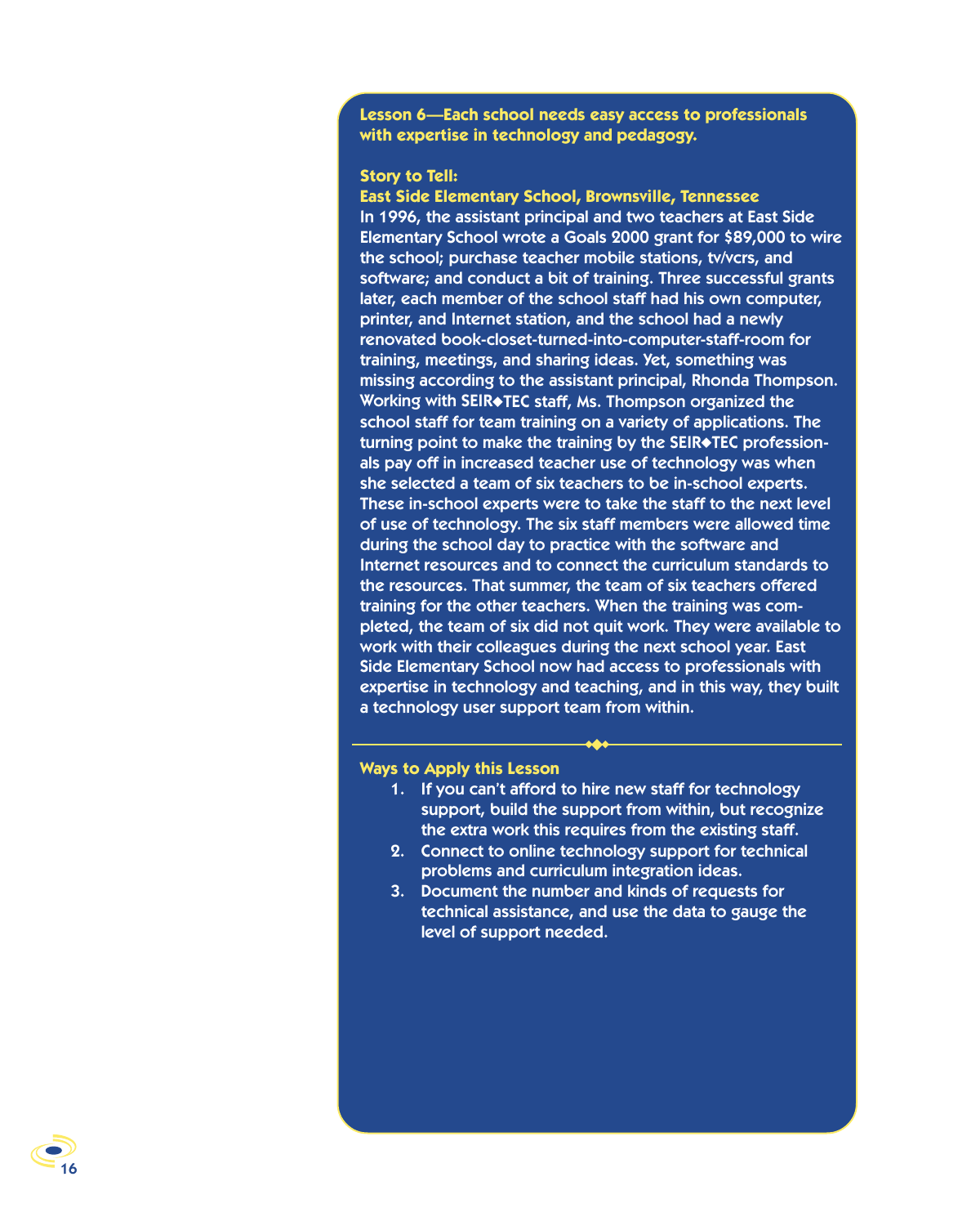**Lesson 6—Each school needs easy access to professionals with expertise in technology and pedagogy.**

**Story to Tell:**

**East Side Elementary School, Brownsville, Tennessee**

In 1996, the assistant principal and two teachers at East Side Elementary School wrote a Goals 2000 grant for $89,000 to wire the school; purchase teacher mobile stations, tv/vcrs, and software; and conduct a bit of training. Three successful grants later, each member of the school staff had his own computer, printer, and Internet station, and the school had a newly renovated book-closet-turned-into-computer-staff-room for training, meetings, and sharing ideas. Yet, something was missing according to the assistant principal, Rhonda Thompson. Working with SEIR◆TEC staff, Ms. Thompson organized the school staff for team training on a variety of applications. The turning point to make the training by the SEIR◆TEC professionals pay off in increased teacher use of technology was when she selected a team of six teachers to be in-school experts. These in-school experts were to take the staff to the next level of use of technology. The six staff members were allowed time during the school day to practice with the software and Internet resources and to connect the curriculum standards to the resources. That summer, the team of six teachers offered training for the other teachers. When the training was completed, the team of six did not quit work. They were available to work with their colleagues during the next school year. East Side Elementary School now had access to professionals with expertise in technology and teaching, and in this way, they built a technology user support team from within.

**Ways to Apply this Lesson**

1. If you can't afford to hire new staff for technology support, build the support from within, but recognize the extra work this requires from the existing staff.
2. Connect to online technology support for technical problems and curriculum integration ideas.
3. Document the number and kinds of requests for technical assistance, and use the data to gauge the level of support needed.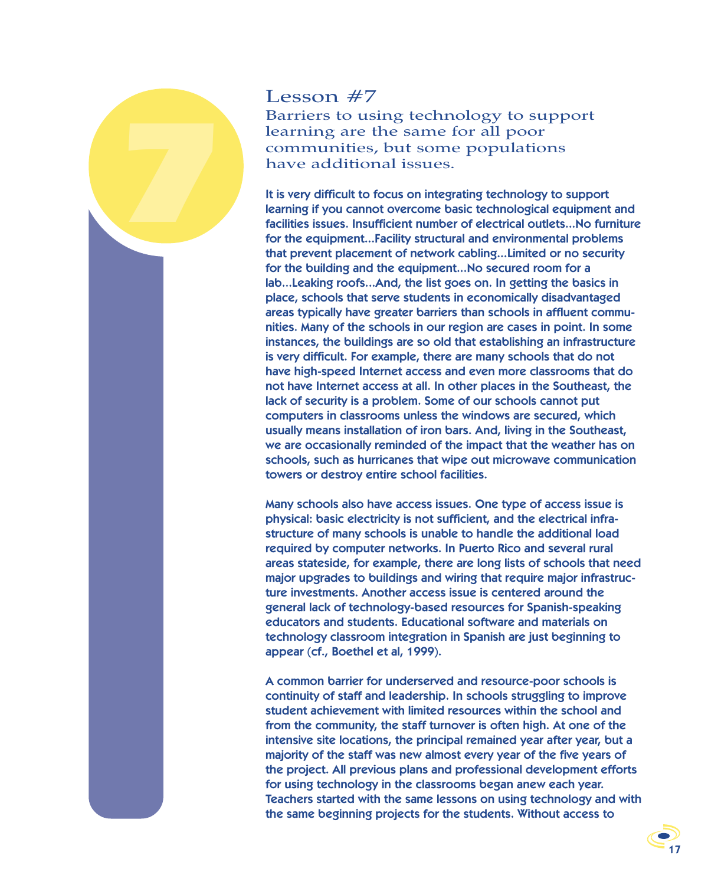## Lesson #7

### Barriers to using technology to support learning are the same for all poor communities, but some populations have additional issues.

It is very difficult to focus on integrating technology to support learning if you cannot overcome basic technological equipment and facilities issues. Insufficient number of electrical outlets...No furniture for the equipment...Facility structural and environmental problems that prevent placement of network cabling...Limited or no security for the building and the equipment...No secured room for a lab...Leaking roofs...And, the list goes on. In getting the basics in place, schools that serve students in economically disadvantaged areas typically have greater barriers than schools in affluent communities. Many of the schools in our region are cases in point. In some instances, the buildings are so old that establishing an infrastructure is very difficult. For example, there are many schools that do not have high-speed Internet access and even more classrooms that do not have Internet access at all. In other places in the Southeast, the lack of security is a problem. Some of our schools cannot put computers in classrooms unless the windows are secured, which usually means installation of iron bars. And, living in the Southeast, we are occasionally reminded of the impact that the weather has on schools, such as hurricanes that wipe out microwave communication towers or destroy entire school facilities.

Many schools also have access issues. One type of access issue is physical: basic electricity is not sufficient, and the electrical infrastructure of many schools is unable to handle the additional load required by computer networks. In Puerto Rico and several rural areas stateside, for example, there are long lists of schools that need major upgrades to buildings and wiring that require major infrastructure investments. Another access issue is centered around the general lack of technology-based resources for Spanish-speaking educators and students. Educational software and materials on technology classroom integration in Spanish are just beginning to appear (cf., Boethel et al, 1999).

A common barrier for underserved and resource-poor schools is continuity of staff and leadership. In schools struggling to improve student achievement with limited resources within the school and from the community, the staff turnover is often high. At one of the intensive site locations, the principal remained year after year, but a majority of the staff was new almost every year of the five years of the project. All previous plans and professional development efforts for using technology in the classrooms began anew each year. Teachers started with the same lessons on using technology and with the same beginning projects for the students. Without access to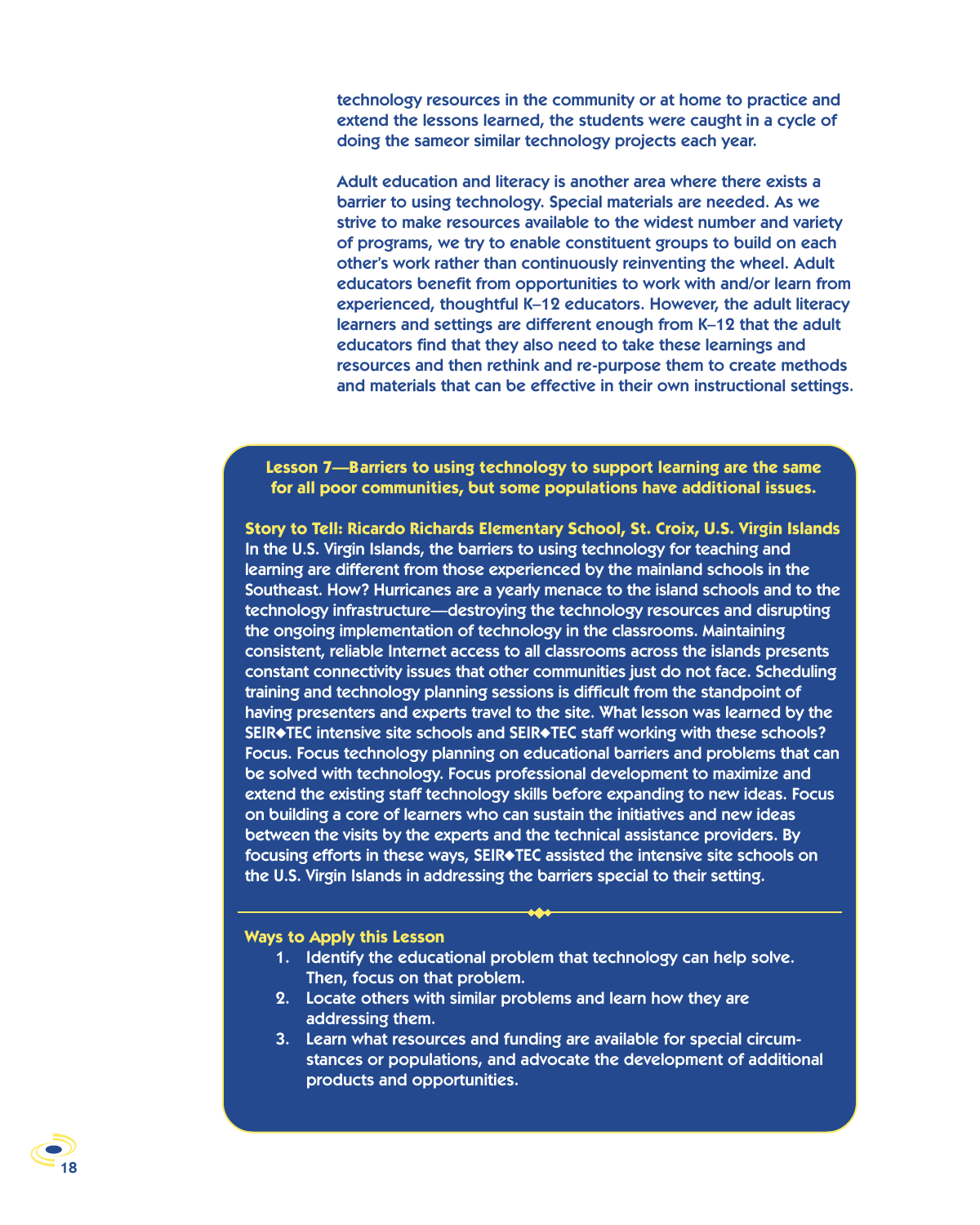technology resources in the community or at home to practice and extend the lessons learned, the students were caught in a cycle of doing the sameor similar technology projects each year.

Adult education and literacy is another area where there exists a barrier to using technology. Special materials are needed. As we strive to make resources available to the widest number and variety of programs, we try to enable constituent groups to build on each other's work rather than continuously reinventing the wheel. Adult educators benefit from opportunities to work with and/or learn from experienced, thoughtful K–12 educators. However, the adult literacy learners and settings are different enough from K–12 that the adult educators find that they also need to take these learnings and resources and then rethink and re-purpose them to create methods and materials that can be effective in their own instructional settings.

### Lesson 7—Barriers to using technology to support learning are the same for all poor communities, but some populations have additional issues.

**Story to Tell: Ricardo Richards Elementary School, St. Croix, U.S. Virgin Islands**

In the U.S. Virgin Islands, the barriers to using technology for teaching and learning are different from those experienced by the mainland schools in the Southeast. How? Hurricanes are a yearly menace to the island schools and to the technology infrastructure—destroying the technology resources and disrupting the ongoing implementation of technology in the classrooms. Maintaining consistent, reliable Internet access to all classrooms across the islands presents constant connectivity issues that other communities just do not face. Scheduling training and technology planning sessions is difficult from the standpoint of having presenters and experts travel to the site. What lesson was learned by the SEIR◆TEC intensive site schools and SEIR◆TEC staff working with these schools? Focus. Focus technology planning on educational barriers and problems that can be solved with technology. Focus professional development to maximize and extend the existing staff technology skills before expanding to new ideas. Focus on building a core of learners who can sustain the initiatives and new ideas between the visits by the experts and the technical assistance providers. By focusing efforts in these ways, SEIR◆TEC assisted the intensive site schools on the U.S. Virgin Islands in addressing the barriers special to their setting.

**Ways to Apply this Lesson**

1. Identify the educational problem that technology can help solve. Then, focus on that problem.
2. Locate others with similar problems and learn how they are addressing them.
3. Learn what resources and funding are available for special circumstances or populations, and advocate the development of additional products and opportunities.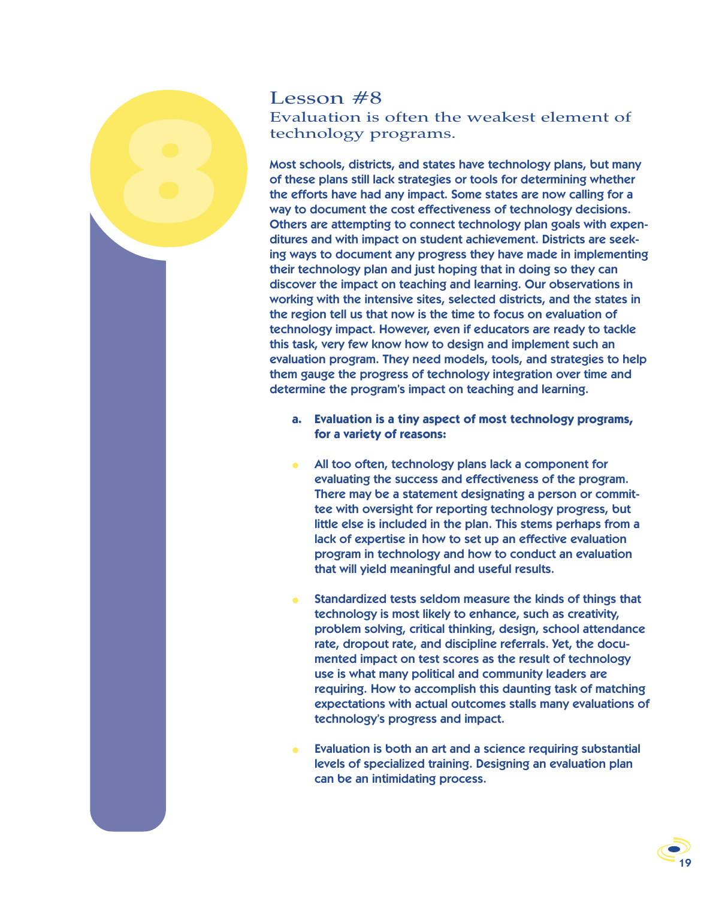## Lesson #8

### Evaluation is often the weakest element of technology programs.

**Most schools, districts, and states have technology plans, but many of these plans still lack strategies or tools for determining whether the efforts have had any impact. Some states are now calling for a way to document the cost effectiveness of technology decisions. Others are attempting to connect technology plan goals with expenditures and with impact on student achievement. Districts are seeking ways to document any progress they have made in implementing their technology plan and just hoping that in doing so they can discover the impact on teaching and learning. Our observations in working with the intensive sites, selected districts, and the states in the region tell us that now is the time to focus on evaluation of technology impact. However, even if educators are ready to tackle this task, very few know how to design and implement such an evaluation program. They need models, tools, and strategies to help them gauge the progress of technology integration over time and determine the program's impact on teaching and learning.**

**a. Evaluation is a tiny aspect of most technology programs, for a variety of reasons:**

- All too often, technology plans lack a component for evaluating the success and effectiveness of the program. There may be a statement designating a person or committee with oversight for reporting technology progress, but little else is included in the plan. This stems perhaps from a lack of expertise in how to set up an effective evaluation program in technology and how to conduct an evaluation that will yield meaningful and useful results.

- Standardized tests seldom measure the kinds of things that technology is most likely to enhance, such as creativity, problem solving, critical thinking, design, school attendance rate, dropout rate, and discipline referrals. Yet, the documented impact on test scores as the result of technology use is what many political and community leaders are requiring. How to accomplish this daunting task of matching expectations with actual outcomes stalls many evaluations of technology's progress and impact.

- Evaluation is both an art and a science requiring substantial levels of specialized training. Designing an evaluation plan can be an intimidating process.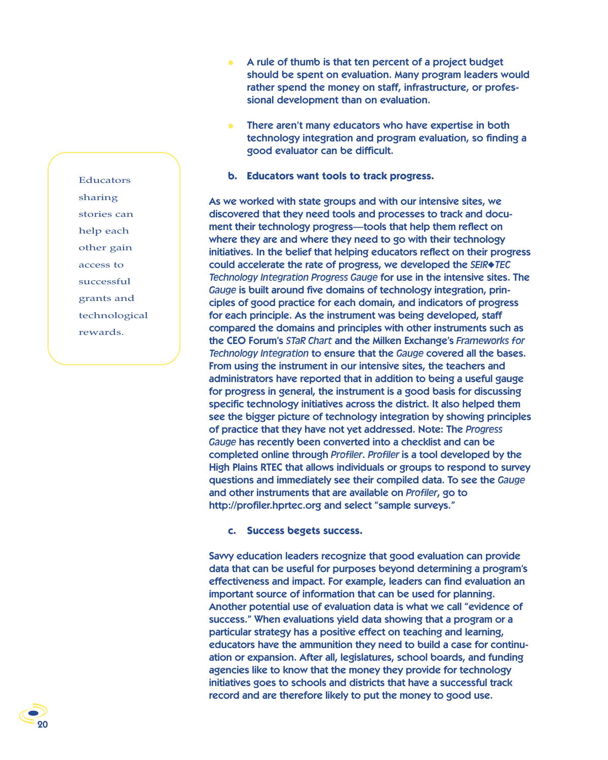- A rule of thumb is that ten percent of a project budget should be spent on evaluation. Many program leaders would rather spend the money on staff, infrastructure, or professional development than on evaluation.

- There aren't many educators who have expertise in both technology integration and program evaluation, so finding a good evaluator can be difficult.

> Educators sharing stories can help each other gain access to successful grants and technological rewards.

**b. Educators want tools to track progress.**

As we worked with state groups and with our intensive sites, we discovered that they need tools and processes to track and document their technology progress—tools that help them reflect on where they are and where they need to go with their technology initiatives. In the belief that helping educators reflect on their progress could accelerate the rate of progress, we developed the *SEIR◆TEC Technology Integration Progress Gauge* for use in the intensive sites. The *Gauge* is built around five domains of technology integration, principles of good practice for each domain, and indicators of progress for each principle. As the instrument was being developed, staff compared the domains and principles with other instruments such as the CEO Forum's *STaR Chart* and the Milken Exchange's *Frameworks for Technology Integration* to ensure that the *Gauge* covered all the bases. From using the instrument in our intensive sites, the teachers and administrators have reported that in addition to being a useful gauge for progress in general, the instrument is a good basis for discussing specific technology initiatives across the district. It also helped them see the bigger picture of technology integration by showing principles of practice that they have not yet addressed. Note: The *Progress Gauge* has recently been converted into a checklist and can be completed online through *Profiler*. *Profiler* is a tool developed by the High Plains RTEC that allows individuals or groups to respond to survey questions and immediately see their compiled data. To see the *Gauge* and other instruments that are available on *Profiler*, go to http://profiler.hprtec.org and select "sample surveys."

**c. Success begets success.**

Savvy education leaders recognize that good evaluation can provide data that can be useful for purposes beyond determining a program's effectiveness and impact. For example, leaders can find evaluation an important source of information that can be used for planning. Another potential use of evaluation data is what we call "evidence of success." When evaluations yield data showing that a program or a particular strategy has a positive effect on teaching and learning, educators have the ammunition they need to build a case for continuation or expansion. After all, legislatures, school boards, and funding agencies like to know that the money they provide for technology initiatives goes to schools and districts that have a successful track record and are therefore likely to put the money to good use.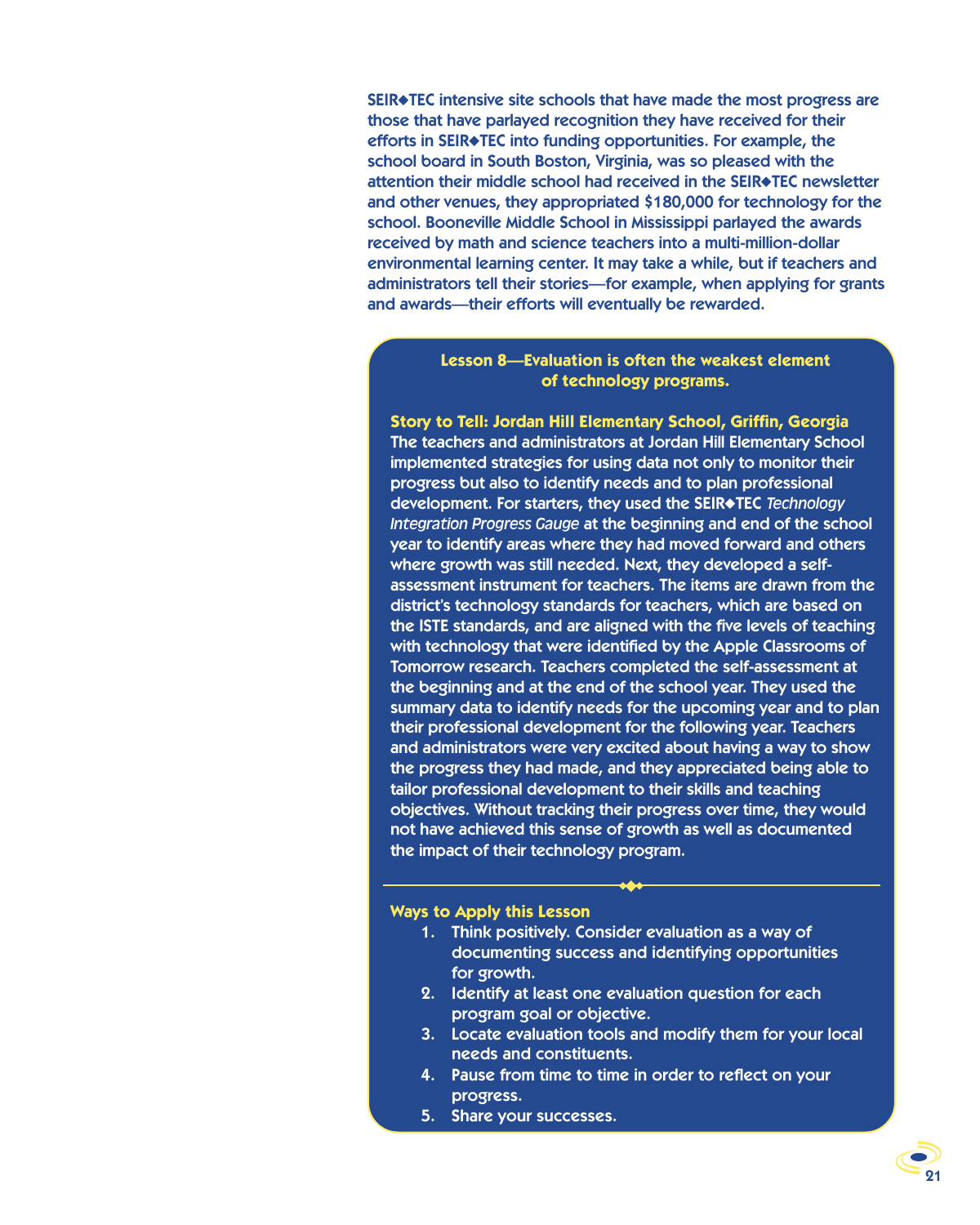SEIR◆TEC intensive site schools that have made the most progress are those that have parlayed recognition they have received for their efforts in SEIR◆TEC into funding opportunities. For example, the school board in South Boston, Virginia, was so pleased with the attention their middle school had received in the SEIR◆TEC newsletter and other venues, they appropriated $180,000 for technology for the school. Booneville Middle School in Mississippi parlayed the awards received by math and science teachers into a multi-million-dollar environmental learning center. It may take a while, but if teachers and administrators tell their stories—for example, when applying for grants and awards—their efforts will eventually be rewarded.

### Lesson 8—Evaluation is often the weakest element of technology programs.

**Story to Tell: Jordan Hill Elementary School, Griffin, Georgia**

The teachers and administrators at Jordan Hill Elementary School implemented strategies for using data not only to monitor their progress but also to identify needs and to plan professional development. For starters, they used the SEIR◆TEC *Technology Integration Progress Gauge* at the beginning and end of the school year to identify areas where they had moved forward and others where growth was still needed. Next, they developed a self-assessment instrument for teachers. The items are drawn from the district's technology standards for teachers, which are based on the ISTE standards, and are aligned with the five levels of teaching with technology that were identified by the Apple Classrooms of Tomorrow research. Teachers completed the self-assessment at the beginning and at the end of the school year. They used the summary data to identify needs for the upcoming year and to plan their professional development for the following year. Teachers and administrators were very excited about having a way to show the progress they had made, and they appreciated being able to tailor professional development to their skills and teaching objectives. Without tracking their progress over time, they would not have achieved this sense of growth as well as documented the impact of their technology program.

**Ways to Apply this Lesson**

1. Think positively. Consider evaluation as a way of documenting success and identifying opportunities for growth.
2. Identify at least one evaluation question for each program goal or objective.
3. Locate evaluation tools and modify them for your local needs and constituents.
4. Pause from time to time in order to reflect on your progress.
5. Share your successes.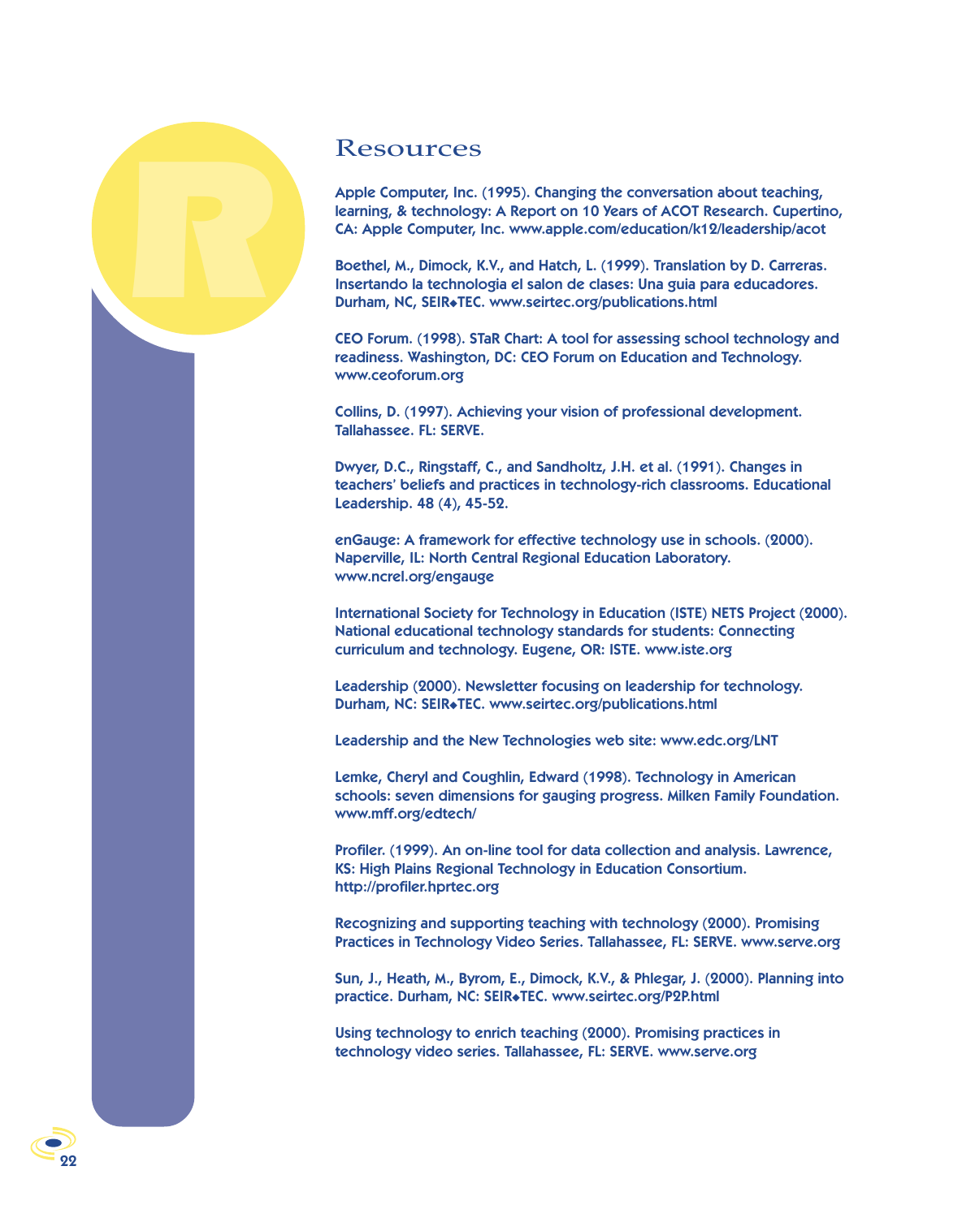# Resources

Apple Computer, Inc. (1995). Changing the conversation about teaching, learning, & technology: A Report on 10 Years of ACOT Research. Cupertino, CA: Apple Computer, Inc. www.apple.com/education/k12/leadership/acot

Boethel, M., Dimock, K.V., and Hatch, L. (1999). Translation by D. Carreras. Insertando la technologia el salon de clases: Una guia para educadores. Durham, NC, SEIR◆TEC. www.seirtec.org/publications.html

CEO Forum. (1998). STaR Chart: A tool for assessing school technology and readiness. Washington, DC: CEO Forum on Education and Technology. www.ceoforum.org

Collins, D. (1997). Achieving your vision of professional development. Tallahassee. FL: SERVE.

Dwyer, D.C., Ringstaff, C., and Sandholtz, J.H. et al. (1991). Changes in teachers' beliefs and practices in technology-rich classrooms. Educational Leadership. 48 (4), 45-52.

enGauge: A framework for effective technology use in schools. (2000). Naperville, IL: North Central Regional Education Laboratory. www.ncrel.org/engauge

International Society for Technology in Education (ISTE) NETS Project (2000). National educational technology standards for students: Connecting curriculum and technology. Eugene, OR: ISTE. www.iste.org

Leadership (2000). Newsletter focusing on leadership for technology. Durham, NC: SEIR◆TEC. www.seirtec.org/publications.html

Leadership and the New Technologies web site: www.edc.org/LNT

Lemke, Cheryl and Coughlin, Edward (1998). Technology in American schools: seven dimensions for gauging progress. Milken Family Foundation. www.mff.org/edtech/

Profiler. (1999). An on-line tool for data collection and analysis. Lawrence, KS: High Plains Regional Technology in Education Consortium. http://profiler.hprtec.org

Recognizing and supporting teaching with technology (2000). Promising Practices in Technology Video Series. Tallahassee, FL: SERVE. www.serve.org

Sun, J., Heath, M., Byrom, E., Dimock, K.V., & Phlegar, J. (2000). Planning into practice. Durham, NC: SEIR◆TEC. www.seirtec.org/P2P.html

Using technology to enrich teaching (2000). Promising practices in technology video series. Tallahassee, FL: SERVE. www.serve.org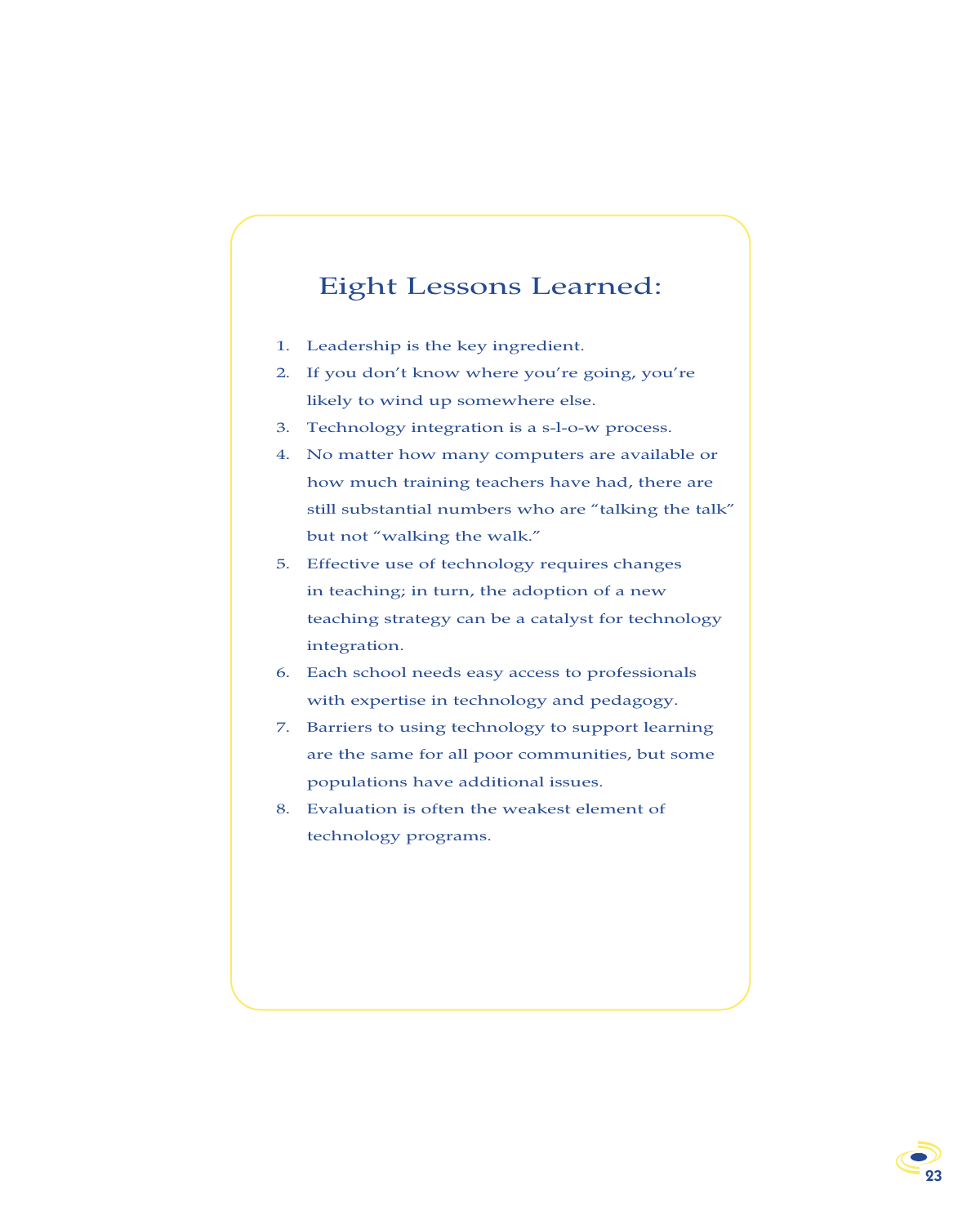## Eight Lessons Learned:

1. Leadership is the key ingredient.
2. If you don't know where you're going, you're likely to wind up somewhere else.
3. Technology integration is a s-l-o-w process.
4. No matter how many computers are available or how much training teachers have had, there are still substantial numbers who are "talking the talk" but not "walking the walk."
5. Effective use of technology requires changes in teaching; in turn, the adoption of a new teaching strategy can be a catalyst for technology integration.
6. Each school needs easy access to professionals with expertise in technology and pedagogy.
7. Barriers to using technology to support learning are the same for all poor communities, but some populations have additional issues.
8. Evaluation is often the weakest element of technology programs.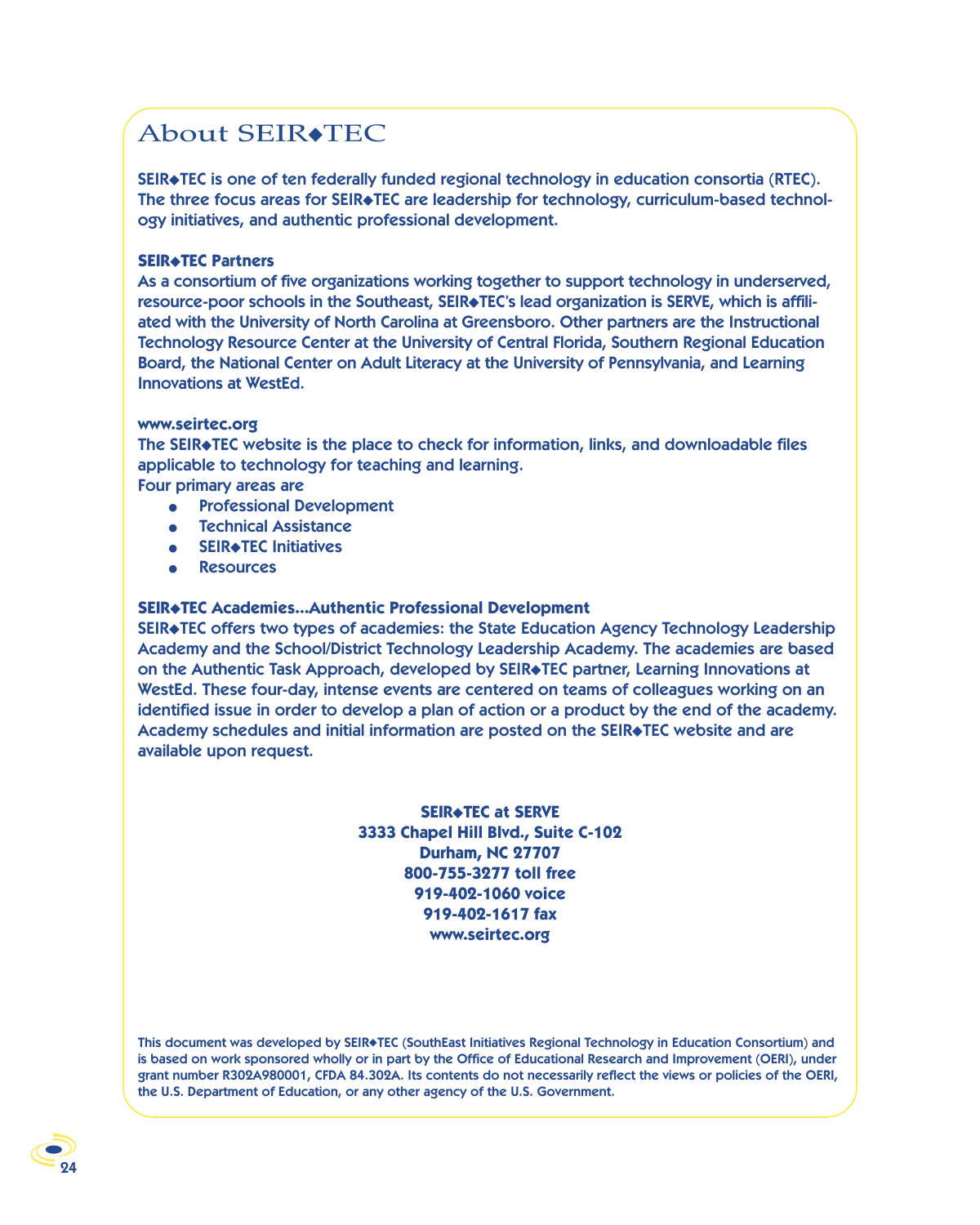# About SEIR◆TEC

**SEIR◆TEC is one of ten federally funded regional technology in education consortia (RTEC). The three focus areas for SEIR◆TEC are leadership for technology, curriculum-based technology initiatives, and authentic professional development.**

**SEIR◆TEC Partners**

As a consortium of five organizations working together to support technology in underserved, resource-poor schools in the Southeast, SEIR◆TEC's lead organization is SERVE, which is affiliated with the University of North Carolina at Greensboro. Other partners are the Instructional Technology Resource Center at the University of Central Florida, Southern Regional Education Board, the National Center on Adult Literacy at the University of Pennsylvania, and Learning Innovations at WestEd.

**www.seirtec.org**

The SEIR◆TEC website is the place to check for information, links, and downloadable files applicable to technology for teaching and learning.

Four primary areas are

- Professional Development
- Technical Assistance
- SEIR◆TEC Initiatives
- Resources

**SEIR◆TEC Academies…Authentic Professional Development**

SEIR◆TEC offers two types of academies: the State Education Agency Technology Leadership Academy and the School/District Technology Leadership Academy. The academies are based on the Authentic Task Approach, developed by SEIR◆TEC partner, Learning Innovations at WestEd. These four-day, intense events are centered on teams of colleagues working on an identified issue in order to develop a plan of action or a product by the end of the academy. Academy schedules and initial information are posted on the SEIR◆TEC website and are available upon request.

**SEIR◆TEC at SERVE**
**3333 Chapel Hill Blvd., Suite C-102**
**Durham, NC 27707**
**800-755-3277 toll free**
**919-402-1060 voice**
**919-402-1617 fax**
**www.seirtec.org**

This document was developed by SEIR◆TEC (SouthEast Initiatives Regional Technology in Education Consortium) and is based on work sponsored wholly or in part by the Office of Educational Research and Improvement (OERI), under grant number R302A980001, CFDA 84.302A. Its contents do not necessarily reflect the views or policies of the OERI, the U.S. Department of Education, or any other agency of the U.S. Government.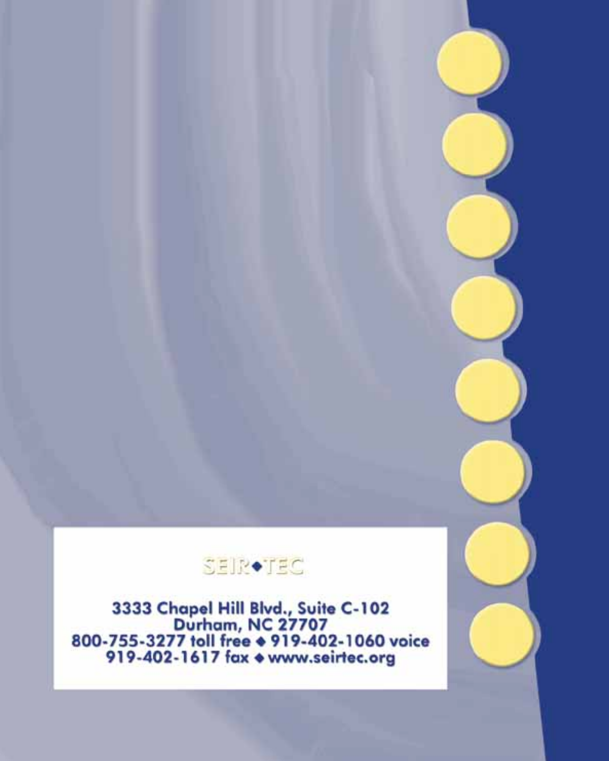SEIR◆TEC

3333 Chapel Hill Blvd., Suite C-102
Durham, NC 27707
800-755-3277 toll free ◆ 919-402-1060 voice
919-402-1617 fax ◆ www.seirtec.org